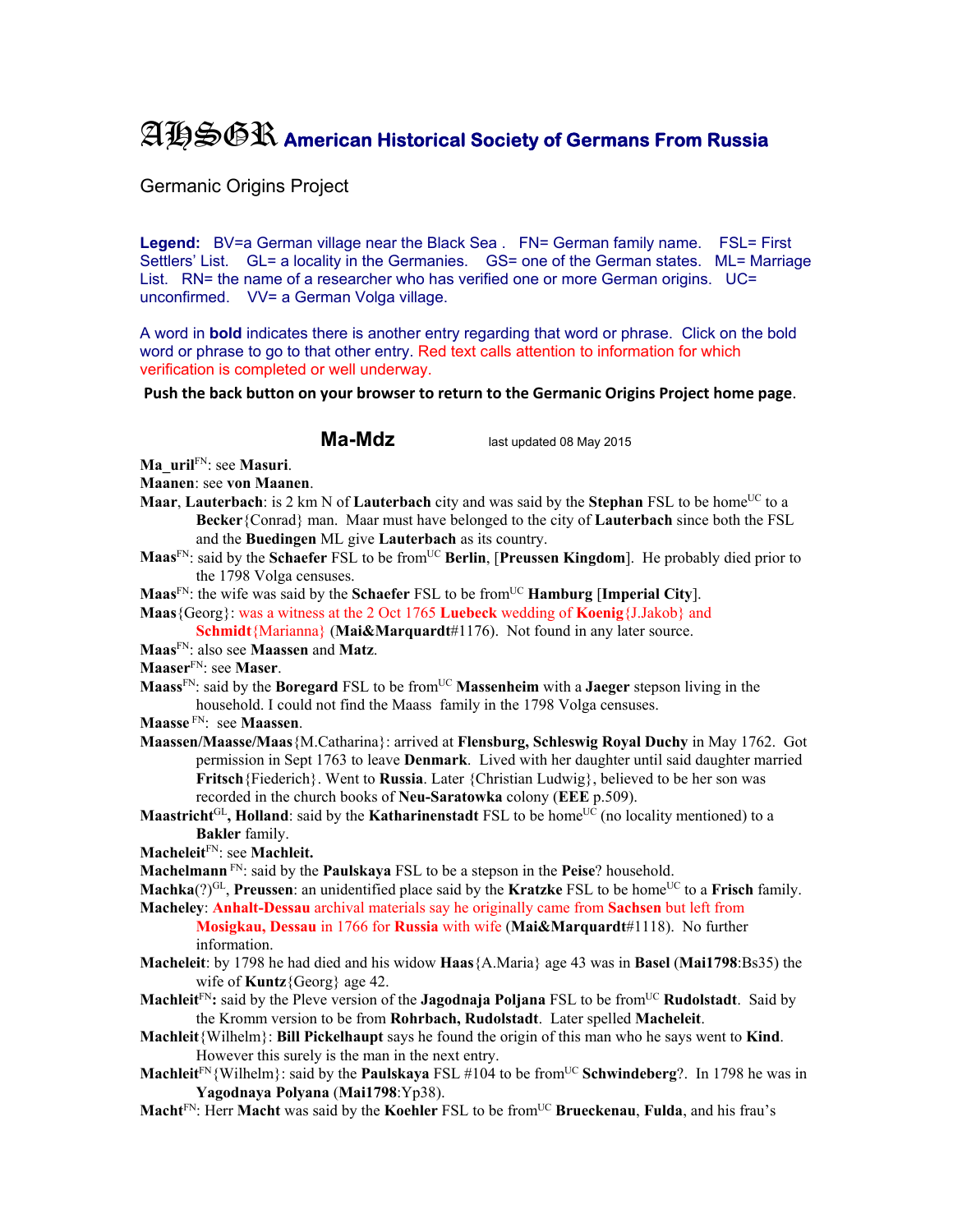# AHSGR American Historical Society of Germans From Russia

Germanic Origins Project

**Legend:** BV=a German village near the Black Sea . FN= German family name. FSL= First Settlers' List. GL= a locality in the Germanies. GS= one of the German states. ML= Marriage List. RN= the name of a researcher who has verified one or more German origins. UC= unconfirmed. VV= a German Volga village.

A word in **bold** indicates there is another entry regarding that word or phrase. Click on the bold word or phrase to go to that other entry. Red text calls attention to information for which verification is completed or well underway.

**Push the back button on your browser to return to the Germanic Origins Project home page.**

## Ma-Mdz

last updated 08 May 2015

**Ma_uril**[FN]: see **Masuri**.

**Maanen**: see **von Maanen**.

**Maar**, **Lauterbach**: is 2 km N of **Lauterbach** city and was said by the **Stephan** FSL to be home[UC] to a **Becker**{Conrad} man. Maar must have belonged to the city of **Lauterbach** since both the FSL and the **Buedingen** ML give **Lauterbach** as its country.

**Maas**[FN]: said by the **Schaefer** FSL to be from[UC] **Berlin**, [**Preussen Kingdom**]. He probably died prior to the 1798 Volga censuses.

**Maas**[FN]: the wife was said by the **Schaefer** FSL to be from[UC] **Hamburg** [**Imperial City**].

**Maas**{Georg}: was a witness at the 2 Oct 1765 **Luebeck** wedding of **Koenig**{J.Jakob} and **Schmidt**{Marianna} (**Mai&Marquardt**#1176). Not found in any later source.

**Maas**[FN]: also see **Maassen** and **Matz**.

**Maaser**[FN]: see **Maser**.

**Maass**[FN]: said by the **Boregard** FSL to be from[UC] **Massenheim** with a **Jaeger** stepson living in the household. I could not find the Maass family in the 1798 Volga censuses.

**Maasse** [FN]: see **Maassen**.

**Maassen/Maasse/Maas**{M.Catharina}: arrived at **Flensburg, Schleswig Royal Duchy** in May 1762. Got permission in Sept 1763 to leave **Denmark**. Lived with her daughter until said daughter married **Fritsch**{Fiederich}. Went to **Russia**. Later {Christian Ludwig}, believed to be her son was recorded in the church books of **Neu-Saratowka** colony (**EEE** p.509).

**Maastricht**[GL]**, Holland**: said by the **Katharinenstadt** FSL to be home[UC] (no locality mentioned) to a **Bakler** family.

**Macheleit**[FN]: see **Machleit.**

**Machelmann** [FN]: said by the **Paulskaya** FSL to be a stepson in the **Peise**? household.

**Machka**(?)[GL], **Preussen**: an unidentified place said by the **Kratzke** FSL to be home[UC] to a **Frisch** family.

**Macheley**: **Anhalt-Dessau** archival materials say he originally came from **Sachsen** but left from **Mosigkau, Dessau** in 1766 for **Russia** with wife (**Mai&Marquardt**#1118). No further information.

**Macheleit**: by 1798 he had died and his widow **Haas**{A.Maria} age 43 was in **Basel** (**Mai1798**:Bs35) the wife of **Kuntz**{Georg} age 42.

**Machleit**[FN]**:** said by the Pleve version of the **Jagodnaja Poljana** FSL to be from[UC] **Rudolstadt**. Said by the Kromm version to be from **Rohrbach, Rudolstadt**. Later spelled **Macheleit**.

**Machleit**{Wilhelm}: **Bill Pickelhaupt** says he found the origin of this man who he says went to **Kind**. However this surely is the man in the next entry.

**Machleit**[FN]{Wilhelm}: said by the **Paulskaya** FSL #104 to be from[UC] **Schwindeberg**?. In 1798 he was in **Yagodnaya Polyana** (**Mai1798**:Yp38).

**Macht**[FN]: Herr **Macht** was said by the **Koehler** FSL to be from[UC] **Brueckenau**, **Fulda**, and his frau's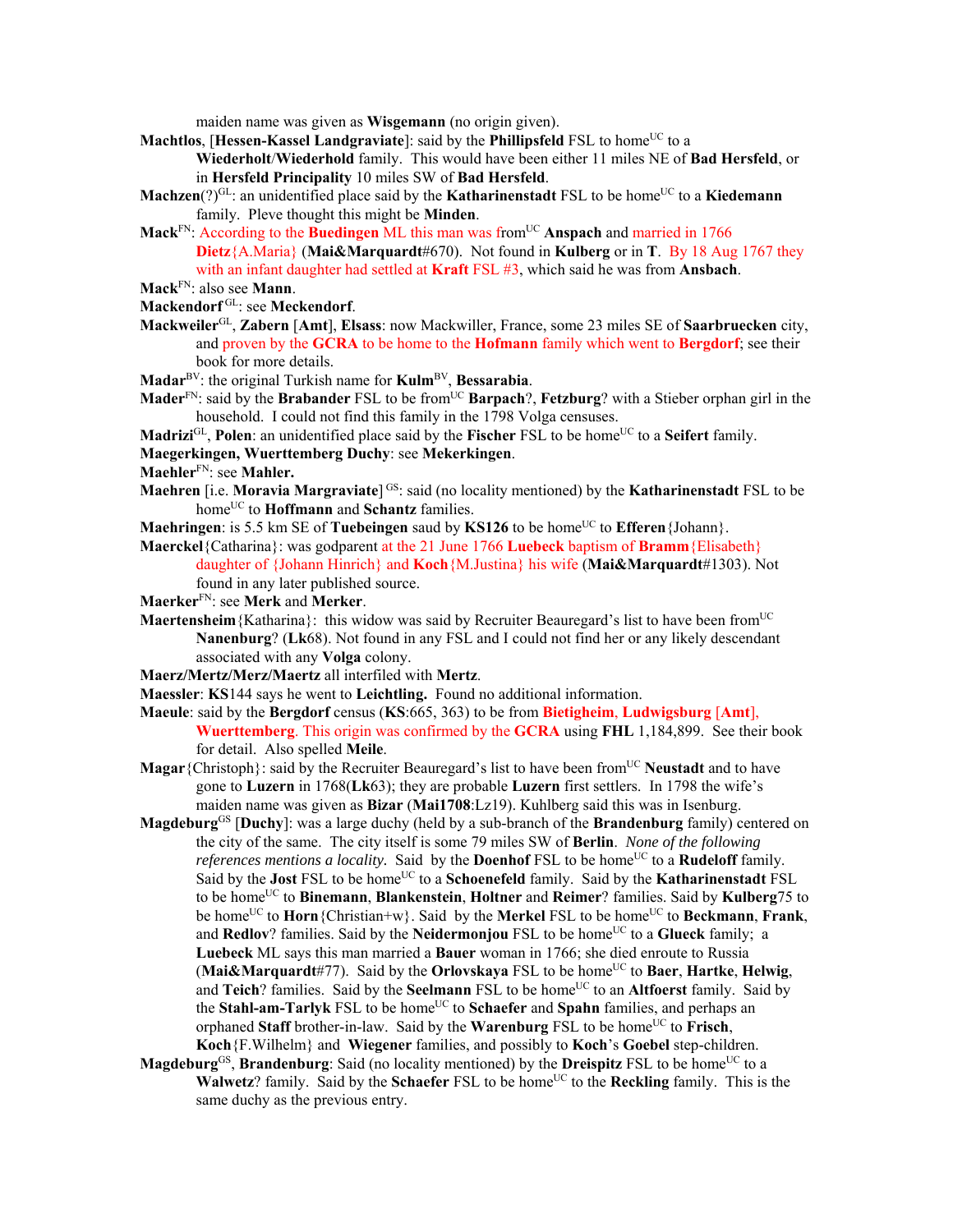maiden name was given as **Wisgemann** (no origin given).

**Machtlos**, [**Hessen-Kassel Landgraviate**]: said by the **Phillipsfeld** FSL to home[UC] to a **Wiederholt**/**Wiederhold** family. This would have been either 11 miles NE of **Bad Hersfeld**, or in **Hersfeld Principality** 10 miles SW of **Bad Hersfeld**.

**Machzen**(?)[GL]: an unidentified place said by the **Katharinenstadt** FSL to be home[UC] to a **Kiedemann** family. Pleve thought this might be **Minden**.

**Mack**[FN]: According to the **Buedingen** ML this man was from[UC] **Anspach** and married in 1766 **Dietz**{A.Maria} (**Mai&Marquardt**#670). Not found in **Kulberg** or in **T**. By 18 Aug 1767 they with an infant daughter had settled at **Kraft** FSL #3, which said he was from **Ansbach**.

**Mack**[FN]: also see **Mann**.

**Mackendorf**[GL]: see **Meckendorf**.

**Mackweiler**[GL], **Zabern** [**Amt**], **Elsass**: now Mackwiller, France, some 23 miles SE of **Saarbruecken** city, and proven by the **GCRA** to be home to the **Hofmann** family which went to **Bergdorf**; see their book for more details.

**Madar**[BV]: the original Turkish name for **Kulm**[BV], **Bessarabia**.

**Mader**[FN]: said by the **Brabander** FSL to be from[UC] **Barpach**?, **Fetzburg**? with a Stieber orphan girl in the household. I could not find this family in the 1798 Volga censuses.

**Madrizi**[GL], **Polen**: an unidentified place said by the **Fischer** FSL to be home[UC] to a **Seifert** family.

**Maegerkingen, Wuerttemberg Duchy**: see **Mekerkingen**.

**Maehler**[FN]: see **Mahler.**

**Maehren** [i.e. **Moravia Margraviate**] [GS]: said (no locality mentioned) by the **Katharinenstadt** FSL to be home[UC] to **Hoffmann** and **Schantz** families.

**Maehringen**: is 5.5 km SE of **Tuebeingen** saud by **KS126** to be home[UC] to **Efferen**{Johann}.

**Maerckel**{Catharina}: was godparent at the 21 June 1766 **Luebeck** baptism of **Bramm**{Elisabeth} daughter of {Johann Hinrich} and **Koch**{M.Justina} his wife (**Mai&Marquardt**#1303). Not found in any later published source.

**Maerker**[FN]: see **Merk** and **Merker**.

**Maertensheim**{Katharina}: this widow was said by Recruiter Beauregard's list to have been from[UC] **Nanenburg**? (**Lk**68). Not found in any FSL and I could not find her or any likely descendant associated with any **Volga** colony.

**Maerz/Mertz/Merz/Maertz** all interfiled with **Mertz**.

**Maessler**: **KS**144 says he went to **Leichtling.** Found no additional information.

**Maeule**: said by the **Bergdorf** census (**KS**:665, 363) to be from **Bietigheim**, **Ludwigsburg** [**Amt**], **Wuerttemberg**. This origin was confirmed by the **GCRA** using **FHL** 1,184,899. See their book for detail. Also spelled **Meile**.

**Magar**{Christoph}: said by the Recruiter Beauregard's list to have been from[UC] **Neustadt** and to have gone to **Luzern** in 1768(**Lk**63); they are probable **Luzern** first settlers. In 1798 the wife's maiden name was given as **Bizar** (**Mai1708**:Lz19). Kuhlberg said this was in Isenburg.

**Magdeburg**[GS] [**Duchy**]: was a large duchy (held by a sub-branch of the **Brandenburg** family) centered on the city of the same. The city itself is some 79 miles SW of **Berlin**. *None of the following references mentions a locality.* Said by the **Doenhof** FSL to be home[UC] to a **Rudeloff** family. Said by the **Jost** FSL to be home[UC] to a **Schoenefeld** family. Said by the **Katharinenstadt** FSL to be home[UC] to **Binemann**, **Blankenstein**, **Holtner** and **Reimer**? families. Said by **Kulberg**75 to be home[UC] to **Horn**{Christian+w}. Said by the **Merkel** FSL to be home[UC] to **Beckmann**, **Frank**, and **Redlov**? families. Said by the **Neidermonjou** FSL to be home[UC] to a **Glueck** family; a **Luebeck** ML says this man married a **Bauer** woman in 1766; she died enroute to Russia (**Mai&Marquardt**#77). Said by the **Orlovskaya** FSL to be home[UC] to **Baer**, **Hartke**, **Helwig**, and **Teich**? families. Said by the **Seelmann** FSL to be home[UC] to an **Altfoerst** family. Said by the **Stahl-am-Tarlyk** FSL to be home[UC] to **Schaefer** and **Spahn** families, and perhaps an orphaned **Staff** brother-in-law. Said by the **Warenburg** FSL to be home[UC] to **Frisch**, **Koch**{F.Wilhelm} and **Wiegener** families, and possibly to **Koch**'s **Goebel** step-children.

**Magdeburg**[GS], **Brandenburg**: Said (no locality mentioned) by the **Dreispitz** FSL to be home[UC] to a **Walwetz**? family. Said by the **Schaefer** FSL to be home[UC] to the **Reckling** family. This is the same duchy as the previous entry.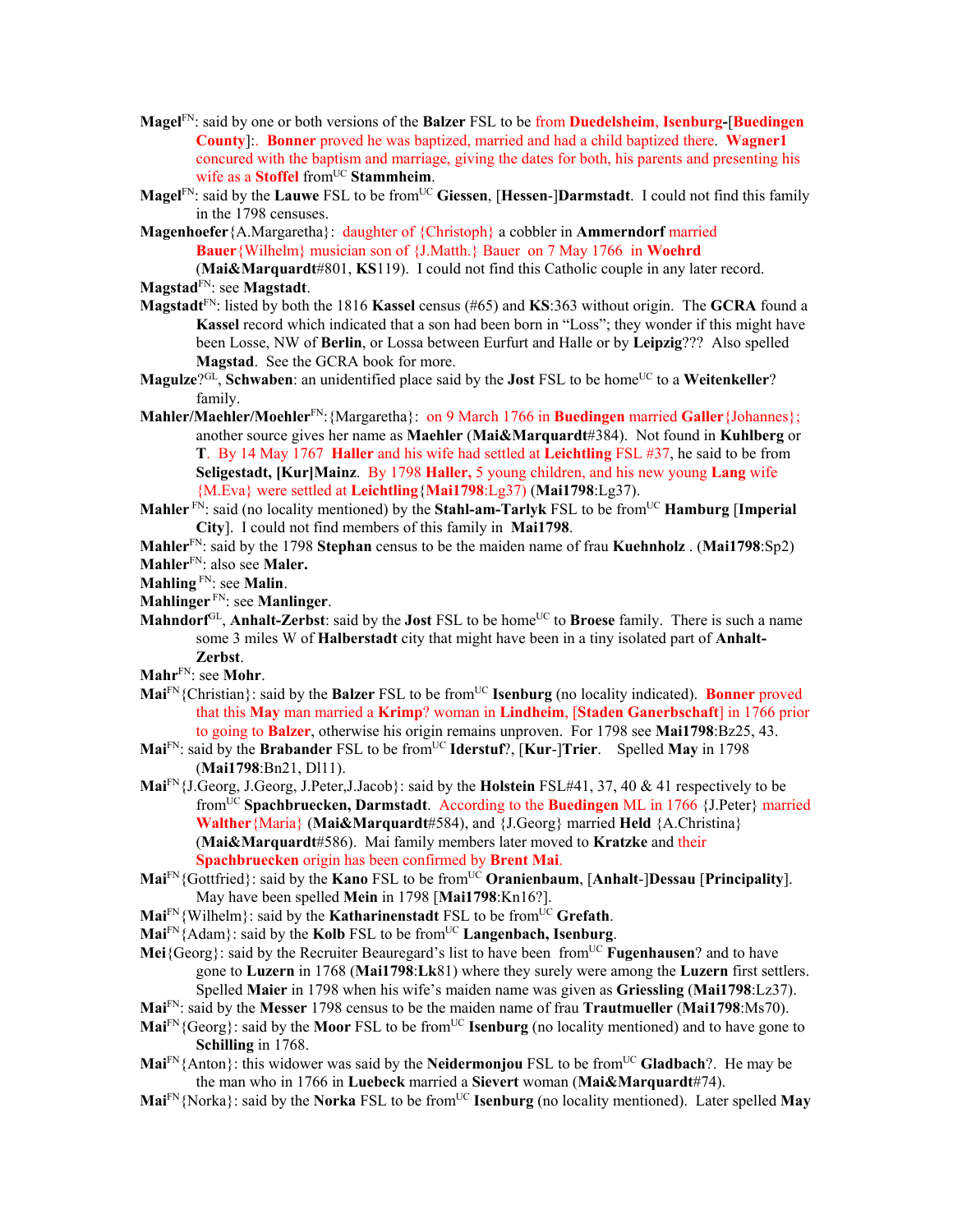**Magel**[FN]: said by one or both versions of the **Balzer** FSL to be from **Duedelsheim**, **Isenburg**-[**Buedingen County**]:. **Bonner** proved he was baptized, married and had a child baptized there. **Wagner1** concured with the baptism and marriage, giving the dates for both, his parents and presenting his wife as a **Stoffel** from[UC] **Stammheim**.

**Magel**[FN]: said by the **Lauwe** FSL to be from[UC] **Giessen**, [**Hessen**-]**Darmstadt**. I could not find this family in the 1798 censuses.

**Magenhoefer**{A.Margaretha}: daughter of {Christoph} a cobbler in **Ammerndorf** married **Bauer**{Wilhelm} musician son of {J.Matth.} Bauer on 7 May 1766 in **Woehrd** (**Mai&Marquardt**#801, **KS**119). I could not find this Catholic couple in any later record.

**Magstad**[FN]: see **Magstadt**.

**Magstadt**[FN]: listed by both the 1816 **Kassel** census (#65) and **KS**:363 without origin. The **GCRA** found a **Kassel** record which indicated that a son had been born in "Loss"; they wonder if this might have been Losse, NW of **Berlin**, or Lossa between Eurfurt and Halle or by **Leipzig**??? Also spelled **Magstad**. See the GCRA book for more.

**Magulze**?[GL], **Schwaben**: an unidentified place said by the **Jost** FSL to be home[UC] to a **Weitenkeller**? family.

**Mahler/Maehler/Moehler**[FN]:{Margaretha}: on 9 March 1766 in **Buedingen** married **Galler**{Johannes}; another source gives her name as **Maehler** (**Mai&Marquardt**#384). Not found in **Kuhlberg** or **T**. By 14 May 1767 **Haller** and his wife had settled at **Leichtling** FSL #37, he said to be from **Seligestadt, [Kur]Mainz**. By 1798 **Haller,** 5 young children, and his new young **Lang** wife {M.Eva} were settled at **Leichtling**{**Mai1798**:Lg37) (**Mai1798**:Lg37).

**Mahler** [FN]: said (no locality mentioned) by the **Stahl-am-Tarlyk** FSL to be from[UC] **Hamburg** [**Imperial City**]. I could not find members of this family in **Mai1798**.

**Mahler**[FN]: said by the 1798 **Stephan** census to be the maiden name of frau **Kuehnholz** . (**Mai1798**:Sp2)

**Mahler**[FN]: also see **Maler.**

**Mahling** [FN]: see **Malin**.

**Mahlinger** [FN]: see **Manlinger**.

**Mahndorf**[GL], **Anhalt-Zerbst**: said by the **Jost** FSL to be home[UC] to **Broese** family. There is such a name some 3 miles W of **Halberstadt** city that might have been in a tiny isolated part of **Anhalt-Zerbst**.

**Mahr**[FN]: see **Mohr**.

**Mai**[FN]{Christian}: said by the **Balzer** FSL to be from[UC] **Isenburg** (no locality indicated). **Bonner** proved that this **May** man married a **Krimp**? woman in **Lindheim**, [**Staden Ganerbschaft**] in 1766 prior to going to **Balzer**, otherwise his origin remains unproven. For 1798 see **Mai1798**:Bz25, 43.

**Mai**[FN]: said by the **Brabander** FSL to be from[UC] **Iderstuf**?, [**Kur**-]**Trier**. Spelled **May** in 1798 (**Mai1798**:Bn21, Dl11).

**Mai**[FN]{J.Georg, J.Georg, J.Peter,J.Jacob}: said by the **Holstein** FSL#41, 37, 40 & 41 respectively to be from[UC] **Spachbruecken, Darmstadt**. According to the **Buedingen** ML in 1766 {J.Peter} married **Walther**{Maria} (**Mai&Marquardt**#584), and {J.Georg} married **Held** {A.Christina} (**Mai&Marquardt**#586). Mai family members later moved to **Kratzke** and their **Spachbruecken** origin has been confirmed by **Brent Mai**.

**Mai**[FN]{Gottfried}: said by the **Kano** FSL to be from[UC] **Oranienbaum**, [**Anhalt**-]**Dessau** [**Principality**]. May have been spelled **Mein** in 1798 [**Mai1798**:Kn16?].

**Mai**[FN]{Wilhelm}: said by the **Katharinenstadt** FSL to be from[UC] **Grefath**.

**Mai**[FN]{Adam}: said by the **Kolb** FSL to be from[UC] **Langenbach, Isenburg**.

**Mei**{Georg}: said by the Recruiter Beauregard's list to have been from[UC] **Fugenhausen**? and to have gone to **Luzern** in 1768 (**Mai1798**:**Lk**81) where they surely were among the **Luzern** first settlers. Spelled **Maier** in 1798 when his wife's maiden name was given as **Griessling** (**Mai1798**:Lz37).

**Mai**[FN]: said by the **Messer** 1798 census to be the maiden name of frau **Trautmueller** (**Mai1798**:Ms70).

**Mai**[FN]{Georg}: said by the **Moor** FSL to be from[UC] **Isenburg** (no locality mentioned) and to have gone to **Schilling** in 1768.

**Mai**[FN]{Anton}: this widower was said by the **Neidermonjou** FSL to be from[UC] **Gladbach**?. He may be the man who in 1766 in **Luebeck** married a **Sievert** woman (**Mai&Marquardt**#74).

**Mai**[FN]{Norka}: said by the **Norka** FSL to be from[UC] **Isenburg** (no locality mentioned). Later spelled **May**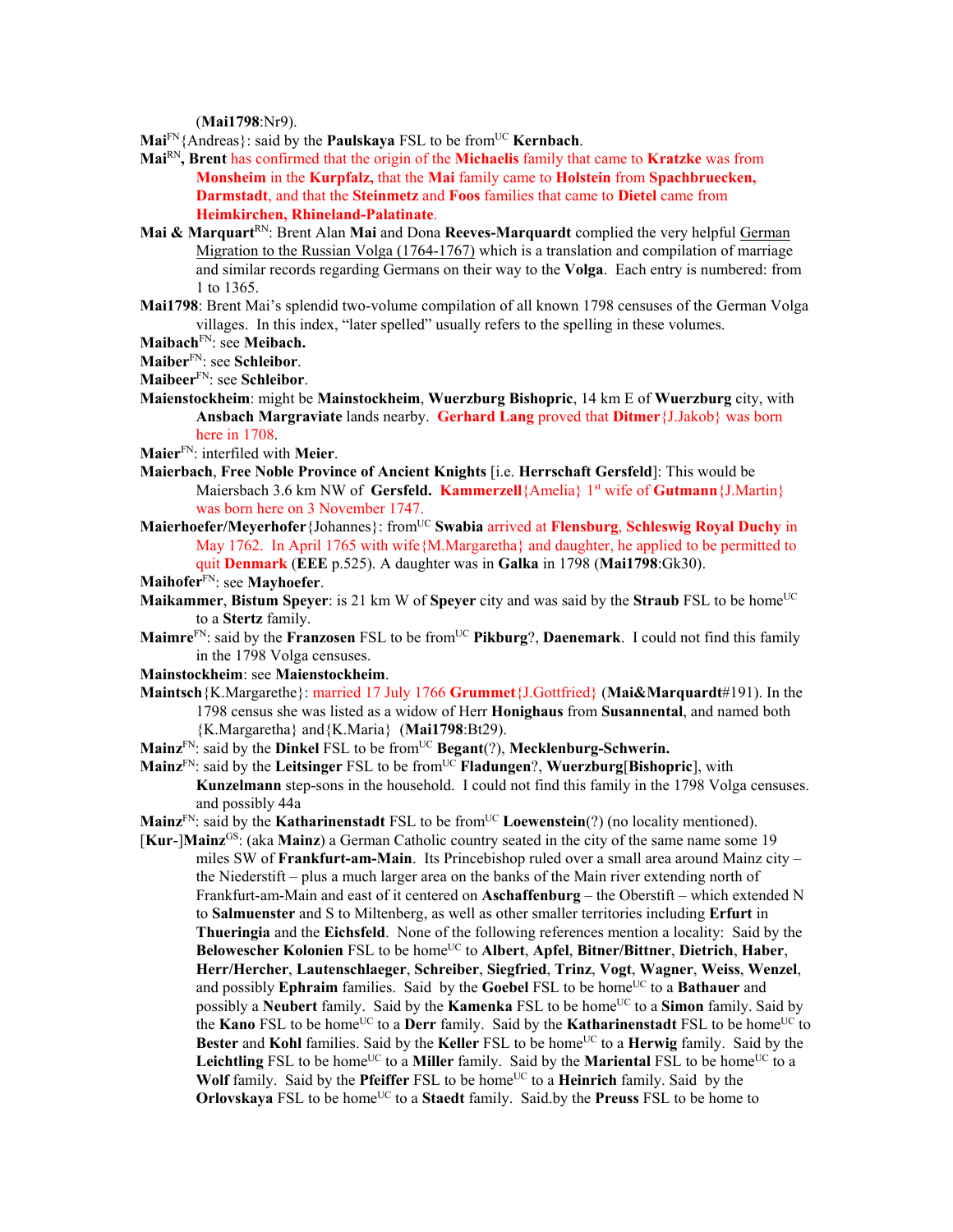(**Mai1798**:Nr9).

**Mai**[FN]{Andreas}: said by the **Paulskaya** FSL to be from[UC] **Kernbach**.

**Mai**[RN]**, Brent** has confirmed that the origin of the **Michaelis** family that came to **Kratzke** was from **Monsheim** in the **Kurpfalz,** that the **Mai** family came to **Holstein** from **Spachbruecken, Darmstadt**, and that the **Steinmetz** and **Foos** families that came to **Dietel** came from **Heimkirchen, Rhineland-Palatinate**.

**Mai & Marquart**[RN]: Brent Alan **Mai** and Dona **Reeves-Marquardt** complied the very helpful German Migration to the Russian Volga (1764-1767) which is a translation and compilation of marriage and similar records regarding Germans on their way to the **Volga**. Each entry is numbered: from 1 to 1365.

**Mai1798**: Brent Mai's splendid two-volume compilation of all known 1798 censuses of the German Volga villages. In this index, "later spelled" usually refers to the spelling in these volumes.

**Maibach**[FN]: see **Meibach.**

**Maiber**[FN]: see **Schleibor**.

**Maibeer**[FN]: see **Schleibor**.

**Maienstockheim**: might be **Mainstockheim**, **Wuerzburg Bishopric**, 14 km E of **Wuerzburg** city, with **Ansbach Margraviate** lands nearby. **Gerhard Lang** proved that **Ditmer**{J.Jakob} was born here in 1708.

**Maier**[FN]: interfiled with **Meier**.

**Maierbach**, **Free Noble Province of Ancient Knights** [i.e. **Herrschaft Gersfeld**]: This would be Maiersbach 3.6 km NW of **Gersfeld.** **Kammerzell**{Amelia} 1st wife of **Gutmann**{J.Martin} was born here on 3 November 1747.

**Maierhoefer/Meyerhofer**{Johannes}: from[UC] **Swabia** arrived at **Flensburg**, **Schleswig Royal Duchy** in May 1762. In April 1765 with wife{M.Margaretha} and daughter, he applied to be permitted to quit **Denmark** (**EEE** p.525). A daughter was in **Galka** in 1798 (**Mai1798**:Gk30).

**Maihofer**[FN]: see **Mayhoefer**.

**Maikammer**, **Bistum Speyer**: is 21 km W of **Speyer** city and was said by the **Straub** FSL to be home[UC] to a **Stertz** family.

**Maimre**[FN]: said by the **Franzosen** FSL to be from[UC] **Pikburg**?, **Daenemark**. I could not find this family in the 1798 Volga censuses.

**Mainstockheim**: see **Maienstockheim**.

**Maintsch**{K.Margarethe}: married 17 July 1766 **Grummet**{J.Gottfried} (**Mai&Marquardt**#191). In the 1798 census she was listed as a widow of Herr **Honighaus** from **Susannental**, and named both {K.Margaretha} and{K.Maria} (**Mai1798**:Bt29).

**Mainz**[FN]: said by the **Dinkel** FSL to be from[UC] **Begant**(?), **Mecklenburg-Schwerin.**

**Mainz**[FN]: said by the **Leitsinger** FSL to be from[UC] **Fladungen**?, **Wuerzburg**[**Bishopric**], with **Kunzelmann** step-sons in the household. I could not find this family in the 1798 Volga censuses. and possibly 44a

**Mainz**[FN]: said by the **Katharinenstadt** FSL to be from[UC] **Loewenstein**(?) (no locality mentioned).

[**Kur**-]**Mainz**[GS]: (aka **Mainz**) a German Catholic country seated in the city of the same name some 19 miles SW of **Frankfurt-am-Main**. Its Princebishop ruled over a small area around Mainz city – the Niederstift – plus a much larger area on the banks of the Main river extending north of Frankfurt-am-Main and east of it centered on **Aschaffenburg** – the Oberstift – which extended N to **Salmuenster** and S to Miltenberg, as well as other smaller territories including **Erfurt** in **Thueringia** and the **Eichsfeld**. None of the following references mention a locality: Said by the **Belowescher Kolonien** FSL to be home[UC] to **Albert**, **Apfel**, **Bitner/Bittner**, **Dietrich**, **Haber**, **Herr/Hercher**, **Lautenschlaeger**, **Schreiber**, **Siegfried**, **Trinz**, **Vogt**, **Wagner**, **Weiss**, **Wenzel**, and possibly **Ephraim** families. Said by the **Goebel** FSL to be home[UC] to a **Bathauer** and possibly a **Neubert** family. Said by the **Kamenka** FSL to be home[UC] to a **Simon** family. Said by the **Kano** FSL to be home[UC] to a **Derr** family. Said by the **Katharinenstadt** FSL to be home[UC] to **Bester** and **Kohl** families. Said by the **Keller** FSL to be home[UC] to a **Herwig** family. Said by the **Leichtling** FSL to be home[UC] to a **Miller** family. Said by the **Mariental** FSL to be home[UC] to a **Wolf** family. Said by the **Pfeiffer** FSL to be home[UC] to a **Heinrich** family. Said by the **Orlovskaya** FSL to be home[UC] to a **Staedt** family. Said.by the **Preuss** FSL to be home to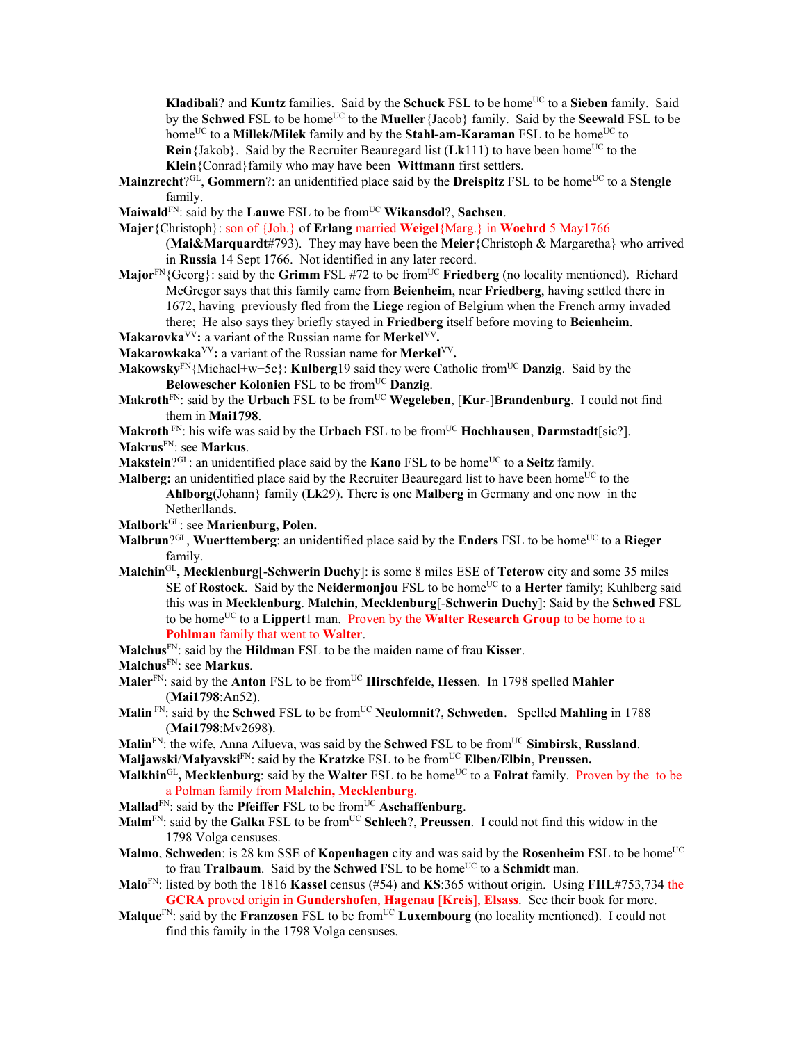**Kladibali**? and **Kuntz** families. Said by the **Schuck** FSL to be home[UC] to a **Sieben** family. Said by the **Schwed** FSL to be home[UC] to the **Mueller**{Jacob} family. Said by the **Seewald** FSL to be home[UC] to a **Millek/Milek** family and by the **Stahl-am-Karaman** FSL to be home[UC] to **Rein**{Jakob}. Said by the Recruiter Beauregard list (**Lk**111) to have been home[UC] to the **Klein**{Conrad}family who may have been **Wittmann** first settlers.

**Mainzrecht**?[GL], **Gommern**?: an unidentified place said by the **Dreispitz** FSL to be home[UC] to a **Stengle** family.

**Maiwald**[FN]: said by the **Lauwe** FSL to be from[UC] **Wikansdol**?, **Sachsen**.

**Majer**{Christoph}: son of {Joh.} of **Erlang** married **Weigel**{Marg.} in **Woehrd** 5 May1766 (**Mai&Marquardt**#793). They may have been the **Meier**{Christoph & Margaretha} who arrived in **Russia** 14 Sept 1766. Not identified in any later record.

**Major**[FN]{Georg}: said by the **Grimm** FSL #72 to be from[UC] **Friedberg** (no locality mentioned). Richard McGregor says that this family came from **Beienheim**, near **Friedberg**, having settled there in 1672, having previously fled from the **Liege** region of Belgium when the French army invaded there; He also says they briefly stayed in **Friedberg** itself before moving to **Beienheim**.

**Makarovka**[VV]**:** a variant of the Russian name for **Merkel**[VV]**.**

**Makarowkaka**[VV]**:** a variant of the Russian name for **Merkel**[VV]**.**

**Makowsky**[FN]{Michael+w+5c}: **Kulberg**19 said they were Catholic from[UC] **Danzig**. Said by the **Belowescher Kolonien** FSL to be from[UC] **Danzig**.

**Makroth**[FN]: said by the **Urbach** FSL to be from[UC] **Wegeleben**, [**Kur**-]**Brandenburg**. I could not find them in **Mai1798**.

**Makroth** [FN]: his wife was said by the **Urbach** FSL to be from[UC] **Hochhausen**, **Darmstadt**[sic?].

**Makrus**[FN]: see **Markus**.

**Makstein**?[GL]: an unidentified place said by the **Kano** FSL to be home[UC] to a **Seitz** family.

**Malberg:** an unidentified place said by the Recruiter Beauregard list to have been home[UC] to the **Ahlborg**(Johann} family (**Lk**29). There is one **Malberg** in Germany and one now in the Netherllands.

**Malbork**[GL]: see **Marienburg, Polen.**

**Malbrun**?[GL], **Wuerttemberg**: an unidentified place said by the **Enders** FSL to be home[UC] to a **Rieger** family.

**Malchin**[GL]**, Mecklenburg**[-**Schwerin Duchy**]: is some 8 miles ESE of **Teterow** city and some 35 miles SE of **Rostock**. Said by the **Neidermonjou** FSL to be home[UC] to a **Herter** family; Kuhlberg said this was in **Mecklenburg**. **Malchin, Mecklenburg**[-**Schwerin Duchy**]: Said by the **Schwed** FSL to be home[UC] to a **Lippert**1 man. Proven by the **Walter Research Group** to be home to a **Pohlman** family that went to **Walter**.

**Malchus**[FN]: said by the **Hildman** FSL to be the maiden name of frau **Kisser**.

**Malchus**[FN]: see **Markus**.

**Maler**[FN]: said by the **Anton** FSL to be from[UC] **Hirschfelde**, **Hessen**. In 1798 spelled **Mahler** (**Mai1798**:An52).

**Malin** [FN]: said by the **Schwed** FSL to be from[UC] **Neulomnit**?, **Schweden**. Spelled **Mahling** in 1788 (**Mai1798**:Mv2698).

**Malin**[FN]: the wife, Anna Ailueva, was said by the **Schwed** FSL to be from[UC] **Simbirsk**, **Russland**.

**Maljawski**/**Malyavski**[FN]: said by the **Kratzke** FSL to be from[UC] **Elben**/**Elbin**, **Preussen.**

**Malkhin**[GL]**, Mecklenburg**: said by the **Walter** FSL to be home[UC] to a **Folrat** family. Proven by the to be a Polman family from **Malchin, Mecklenburg**.

**Mallad**[FN]: said by the **Pfeiffer** FSL to be from[UC] **Aschaffenburg**.

**Malm**[FN]: said by the **Galka** FSL to be from[UC] **Schlech**?, **Preussen**. I could not find this widow in the 1798 Volga censuses.

**Malmo**, **Schweden**: is 28 km SSE of **Kopenhagen** city and was said by the **Rosenheim** FSL to be home[UC] to frau **Tralbaum**. Said by the **Schwed** FSL to be home[UC] to a **Schmidt** man.

**Malo**[FN]: listed by both the 1816 **Kassel** census (#54) and **KS**:365 without origin. Using **FHL**#753,734 the **GCRA** proved origin in **Gundershofen**, **Hagenau** [**Kreis**], **Elsass**. See their book for more.

**Malque**[FN]: said by the **Franzosen** FSL to be from[UC] **Luxembourg** (no locality mentioned). I could not find this family in the 1798 Volga censuses.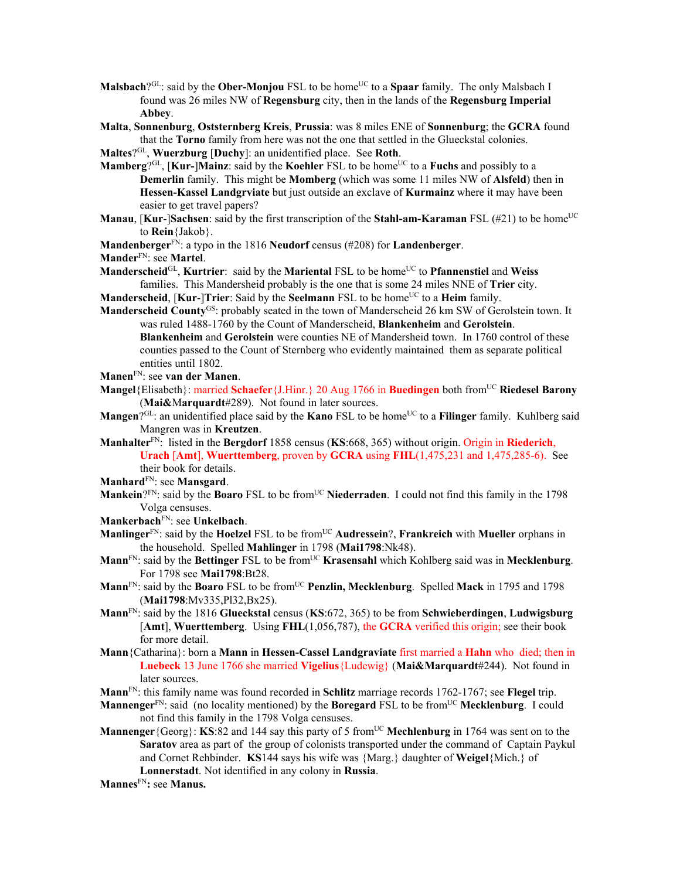**Malsbach**?[GL]: said by the **Ober-Monjou** FSL to be home[UC] to a **Spaar** family. The only Malsbach I found was 26 miles NW of **Regensburg** city, then in the lands of the **Regensburg Imperial Abbey**.

**Malta**, **Sonnenburg**, **Oststernberg Kreis**, **Prussia**: was 8 miles ENE of **Sonnenburg**; the **GCRA** found that the **Torno** family from here was not the one that settled in the Glueckstal colonies.

**Maltes**?[GL], **Wuerzburg** [**Duchy**]: an unidentified place. See **Roth**.

**Mamberg**?[GL], [**Kur-**]**Mainz**: said by the **Koehler** FSL to be home[UC] to a **Fuchs** and possibly to a **Demerlin** family. This might be **Momberg** (which was some 11 miles NW of **Alsfeld**) then in **Hessen-Kassel Landgrviate** but just outside an exclave of **Kurmainz** where it may have been easier to get travel papers?

**Manau**, [**Kur**-]**Sachsen**: said by the first transcription of the **Stahl-am-Karaman** FSL (#21) to be home[UC] to **Rein**{Jakob}.

**Mandenberger**[FN]: a typo in the 1816 **Neudorf** census (#208) for **Landenberger**.

**Mander**[FN]: see **Martel**.

**Manderscheid**[GL], **Kurtrier**: said by the **Mariental** FSL to be home[UC] to **Pfannenstiel** and **Weiss** families. This Mandersheid probably is the one that is some 24 miles NNE of **Trier** city.

**Manderscheid**, [**Kur**-]**Trier**: Said by the **Seelmann** FSL to be home[UC] to a **Heim** family.

**Manderscheid County**[GS]: probably seated in the town of Manderscheid 26 km SW of Gerolstein town. It was ruled 1488-1760 by the Count of Manderscheid, **Blankenheim** and **Gerolstein**. **Blankenheim** and **Gerolstein** were counties NE of Mandersheid town. In 1760 control of these counties passed to the Count of Sternberg who evidently maintained them as separate political entities until 1802.

**Manen**[FN]: see **van der Manen**.

**Mangel**{Elisabeth}: married **Schaefer**{J.Hinr.} 20 Aug 1766 in **Buedingen** both from[UC] **Riedesel Barony** (**Mai&Marquardt**#289). Not found in later sources.

**Mangen**?[GL]: an unidentified place said by the **Kano** FSL to be home[UC] to a **Filinger** family. Kuhlberg said Mangren was in **Kreutzen**.

**Manhalter**[FN]: listed in the **Bergdorf** 1858 census (**KS**:668, 365) without origin. Origin in **Riederich**, **Urach** [**Amt**], **Wuerttemberg**, proven by **GCRA** using **FHL**(1,475,231 and 1,475,285-6). See their book for details.

**Manhard**[FN]: see **Mansgard**.

**Mankein**?[FN]: said by the **Boaro** FSL to be from[UC] **Niederraden**. I could not find this family in the 1798 Volga censuses.

**Mankerbach**[FN]: see **Unkelbach**.

**Manlinger**[FN]: said by the **Hoelzel** FSL to be from[UC] **Audressein**?, **Frankreich** with **Mueller** orphans in the household. Spelled **Mahlinger** in 1798 (**Mai1798**:Nk48).

**Mann**[FN]: said by the **Bettinger** FSL to be from[UC] **Krasensahl** which Kohlberg said was in **Mecklenburg**. For 1798 see **Mai1798**:Bt28.

**Mann**[FN]: said by the **Boaro** FSL to be from[UC] **Penzlin, Mecklenburg**. Spelled **Mack** in 1795 and 1798 (**Mai1798**:Mv335,Pl32,Bx25).

**Mann**[FN]: said by the 1816 **Glueckstal** census (**KS**:672, 365) to be from **Schwieberdingen**, **Ludwigsburg** [**Amt**], **Wuerttemberg**. Using **FHL**(1,056,787), the **GCRA** verified this origin; see their book for more detail.

**Mann**{Catharina}: born a **Mann** in **Hessen-Cassel Landgraviate** first married a **Hahn** who died; then in **Luebeck** 13 June 1766 she married **Vigelius**{Ludewig} (**Mai&Marquardt**#244). Not found in later sources.

**Mann**[FN]: this family name was found recorded in **Schlitz** marriage records 1762-1767; see **Flegel** trip.

**Mannenger**[FN]: said (no locality mentioned) by the **Boregard** FSL to be from[UC] **Mecklenburg**. I could not find this family in the 1798 Volga censuses.

**Mannenger**{Georg}: **KS**:82 and 144 say this party of 5 from[UC] **Mechlenburg** in 1764 was sent on to the **Saratov** area as part of the group of colonists transported under the command of Captain Paykul and Cornet Rehbinder. **KS**144 says his wife was {Marg.} daughter of **Weigel**{Mich.} of **Lonnerstadt**. Not identified in any colony in **Russia**.

**Mannes**[FN]**:** see **Manus.**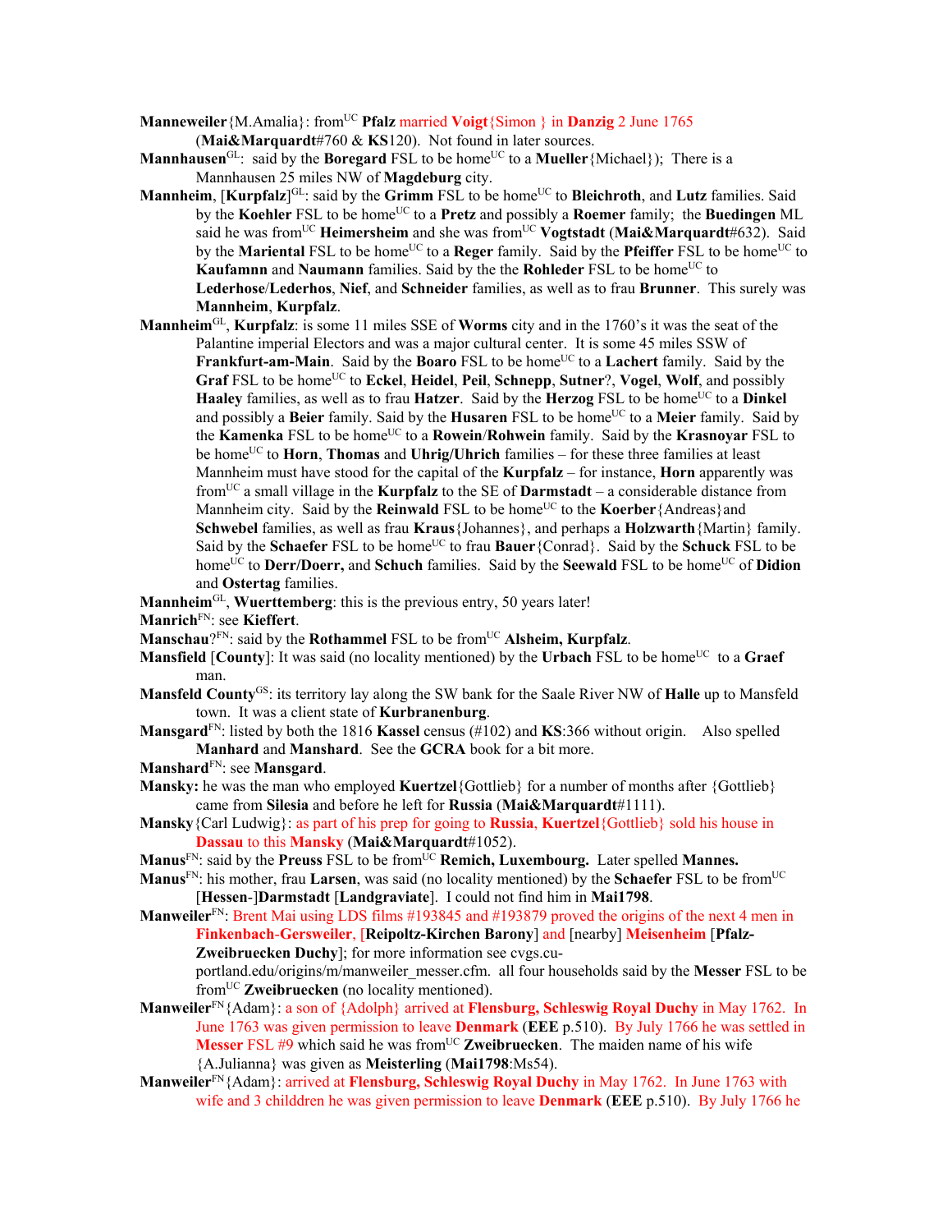**Manneweiler**{M.Amalia}: from[UC] **Pfalz** married **Voigt**{Simon } in **Danzig** 2 June 1765 (**Mai&Marquardt**#760 & **KS**120). Not found in later sources.

**Mannhausen**[GL]: said by the **Boregard** FSL to be home[UC] to a **Mueller**{Michael}); There is a Mannhausen 25 miles NW of **Magdeburg** city.

**Mannheim**, [**Kurpfalz**][GL]: said by the **Grimm** FSL to be home[UC] to **Bleichroth**, and **Lutz** families. Said by the **Koehler** FSL to be home[UC] to a **Pretz** and possibly a **Roemer** family; the **Buedingen** ML said he was from[UC] **Heimersheim** and she was from[UC] **Vogtstadt** (**Mai&Marquardt**#632). Said by the **Mariental** FSL to be home[UC] to a **Reger** family. Said by the **Pfeiffer** FSL to be home[UC] to **Kaufamnn** and **Naumann** families. Said by the the **Rohleder** FSL to be home[UC] to **Lederhose**/**Lederhos**, **Nief**, and **Schneider** families, as well as to frau **Brunner**. This surely was **Mannheim**, **Kurpfalz**.

**Mannheim**[GL], **Kurpfalz**: is some 11 miles SSE of **Worms** city and in the 1760's it was the seat of the Palantine imperial Electors and was a major cultural center. It is some 45 miles SSW of **Frankfurt-am-Main**. Said by the **Boaro** FSL to be home[UC] to a **Lachert** family. Said by the **Graf** FSL to be home[UC] to **Eckel**, **Heidel**, **Peil**, **Schnepp**, **Sutner**?, **Vogel**, **Wolf**, and possibly **Haaley** families, as well as to frau **Hatzer**. Said by the **Herzog** FSL to be home[UC] to a **Dinkel** and possibly a **Beier** family. Said by the **Husaren** FSL to be home[UC] to a **Meier** family. Said by the **Kamenka** FSL to be home[UC] to a **Rowein**/**Rohwein** family. Said by the **Krasnoyar** FSL to be home[UC] to **Horn**, **Thomas** and **Uhrig/Uhrich** families – for these three families at least Mannheim must have stood for the capital of the **Kurpfalz** – for instance, **Horn** apparently was from[UC] a small village in the **Kurpfalz** to the SE of **Darmstadt** – a considerable distance from Mannheim city. Said by the **Reinwald** FSL to be home[UC] to the **Koerber**{Andreas}and **Schwebel** families, as well as frau **Kraus**{Johannes}, and perhaps a **Holzwarth**{Martin} family. Said by the **Schaefer** FSL to be home[UC] to frau **Bauer**{Conrad}. Said by the **Schuck** FSL to be home[UC] to **Derr/Doerr,** and **Schuch** families. Said by the **Seewald** FSL to be home[UC] of **Didion** and **Ostertag** families.

**Mannheim**[GL], **Wuerttemberg**: this is the previous entry, 50 years later!

**Manrich**[FN]: see **Kieffert**.

**Manschau**?[FN]: said by the **Rothammel** FSL to be from[UC] **Alsheim, Kurpfalz**.

**Mansfield** [**County**]: It was said (no locality mentioned) by the **Urbach** FSL to be home[UC] to a **Graef** man.

**Mansfeld County**[GS]: its territory lay along the SW bank for the Saale River NW of **Halle** up to Mansfeld town. It was a client state of **Kurbranenburg**.

**Mansgard**[FN]: listed by both the 1816 **Kassel** census (#102) and **KS**:366 without origin. Also spelled **Manhard** and **Manshard**. See the **GCRA** book for a bit more.

**Manshard**[FN]: see **Mansgard**.

**Mansky:** he was the man who employed **Kuertzel**{Gottlieb} for a number of months after {Gottlieb} came from **Silesia** and before he left for **Russia** (**Mai&Marquardt**#1111).

**Mansky**{Carl Ludwig}: as part of his prep for going to **Russia**, **Kuertzel**{Gottlieb} sold his house in **Dassau** to this **Mansky** (**Mai&Marquardt**#1052).

**Manus**[FN]: said by the **Preuss** FSL to be from[UC] **Remich, Luxembourg.** Later spelled **Mannes.**

**Manus**[FN]: his mother, frau **Larsen**, was said (no locality mentioned) by the **Schaefer** FSL to be from[UC] [**Hessen**-]**Darmstadt** [**Landgraviate**]. I could not find him in **Mai1798**.

**Manweiler**[FN]: Brent Mai using LDS films #193845 and #193879 proved the origins of the next 4 men in **Finkenbach-Gersweiler**, [**Reipoltz-Kirchen Barony**] and [nearby] **Meisenheim** [**Pfalz-Zweibruecken Duchy**]; for more information see cvgs.cu-portland.edu/origins/m/manweiler_messer.cfm. all four households said by the **Messer** FSL to be from[UC] **Zweibruecken** (no locality mentioned).

**Manweiler**[FN]{Adam}: a son of {Adolph} arrived at **Flensburg, Schleswig Royal Duchy** in May 1762. In June 1763 was given permission to leave **Denmark** (**EEE** p.510). By July 1766 he was settled in **Messer** FSL #9 which said he was from[UC] **Zweibruecken**. The maiden name of his wife {A.Julianna} was given as **Meisterling** (**Mai1798**:Ms54).

**Manweiler**[FN]{Adam}: arrived at **Flensburg, Schleswig Royal Duchy** in May 1762. In June 1763 with wife and 3 childdren he was given permission to leave **Denmark** (**EEE** p.510). By July 1766 he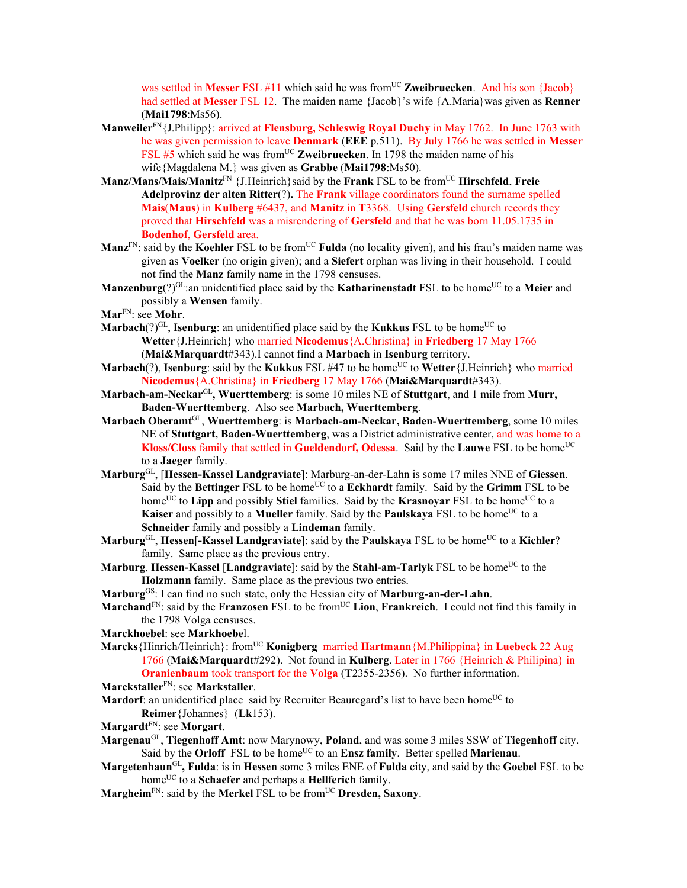was settled in **Messer** FSL #11 which said he was from[UC] **Zweibruecken**. And his son {Jacob} had settled at **Messer** FSL 12. The maiden name {Jacob}'s wife {A.Maria}was given as **Renner** (**Mai1798**:Ms56).

**Manweiler**[FN]{J.Philipp}: arrived at **Flensburg, Schleswig Royal Duchy** in May 1762. In June 1763 with he was given permission to leave **Denmark** (**EEE** p.511). By July 1766 he was settled in **Messer** FSL #5 which said he was from[UC] **Zweibruecken**. In 1798 the maiden name of his wife{Magdalena M.} was given as **Grabbe** (**Mai1798**:Ms50).

**Manz/Mans/Mais/Manitz**[FN] {J.Heinrich}said by the **Frank** FSL to be from[UC] **Hirschfeld**, **Freie Adelprovinz der alten Ritter**(?)**.** The **Frank** village coordinators found the surname spelled **Mais**(**Maus**) in **Kulberg** #6437, and **Manitz** in **T**3368. Using **Gersfeld** church records they proved that **Hirschfeld** was a misrendering of **Gersfeld** and that he was born 11.05.1735 in **Bodenhof**, **Gersfeld** area.

**Manz**[FN]: said by the **Koehler** FSL to be from[UC] **Fulda** (no locality given), and his frau's maiden name was given as **Voelker** (no origin given); and a **Siefert** orphan was living in their household. I could not find the **Manz** family name in the 1798 censuses.

**Manzenburg**(?)[GL]:an unidentified place said by the **Katharinenstadt** FSL to be home[UC] to a **Meier** and possibly a **Wensen** family.

**Mar**[FN]: see **Mohr**.

**Marbach**(?)[GL], **Isenburg**: an unidentified place said by the **Kukkus** FSL to be home[UC] to **Wetter**{J.Heinrich} who married **Nicodemus**{A.Christina} in **Friedberg** 17 May 1766 (**Mai&Marquardt**#343).I cannot find a **Marbach** in **Isenburg** territory.

**Marbach**(?), **Isenburg**: said by the **Kukkus** FSL #47 to be home[UC] to **Wetter**{J.Heinrich} who married **Nicodemus**{A.Christina} in **Friedberg** 17 May 1766 (**Mai&Marquardt**#343).

**Marbach-am-Neckar**[GL]**, Wuerttemberg**: is some 10 miles NE of **Stuttgart**, and 1 mile from **Murr, Baden-Wuerttemberg**. Also see **Marbach, Wuerttemberg**.

**Marbach Oberamt**[GL], **Wuerttemberg**: is **Marbach-am-Neckar, Baden-Wuerttemberg**, some 10 miles NE of **Stuttgart, Baden-Wuerttemberg**, was a District administrative center, and was home to a **Kloss/Close** family that settled in **Gueldendorf, Odessa**. Said by the **Lauwe** FSL to be home[UC] to a **Jaeger** family.

**Marburg**[GL], [**Hessen-Kassel Landgraviate**]: Marburg-an-der-Lahn is some 17 miles NNE of **Giessen**. Said by the **Bettinger** FSL to be home[UC] to a **Eckhardt** family. Said by the **Grimm** FSL to be home[UC] to **Lipp** and possibly **Stiel** families. Said by the **Krasnoyar** FSL to be home[UC] to a **Kaiser** and possibly to a **Mueller** family. Said by the **Paulskaya** FSL to be home[UC] to a **Schneider** family and possibly a **Lindeman** family.

**Marburg**[GL], **Hessen**[**-Kassel Landgraviate**]: said by the **Paulskaya** FSL to be home[UC] to a **Kichler**? family. Same place as the previous entry.

**Marburg**, **Hessen-Kassel** [**Landgraviate**]: said by the **Stahl-am-Tarlyk** FSL to be home[UC] to the **Holzmann** family. Same place as the previous two entries.

**Marburg**[GS]: I can find no such state, only the Hessian city of **Marburg-an-der-Lahn**.

**Marchand**[FN]: said by the **Franzosen** FSL to be from[UC] **Lion**, **Frankreich**. I could not find this family in the 1798 Volga censuses.

**Marckhoebel**: see **Markhoebel**.

**Marcks**{Hinrich/Heinrich}: from[UC] **Konigberg** married **Hartmann**{M.Philippina} in **Luebeck** 22 Aug 1766 (**Mai&Marquardt**#292). Not found in **Kulberg**. Later in 1766 {Heinrich & Philipina} in **Oranienbaum** took transport for the **Volga** (**T**2355-2356). No further information.

**Marckstaller**[FN]: see **Markstaller**.

**Mardorf**: an unidentified place said by Recruiter Beauregard's list to have been home[UC] to **Reimer**{Johannes} (**Lk**153).

**Margardt**[FN]: see **Morgart**.

**Margenau**[GL], **Tiegenhoff Amt**: now Marynowy, **Poland**, and was some 3 miles SSW of **Tiegenhoff** city. Said by the **Orloff** FSL to be home[UC] to an **Ensz family**. Better spelled **Marienau**.

**Margetenhaun**[GL]**, Fulda**: is in **Hessen** some 3 miles ENE of **Fulda** city, and said by the **Goebel** FSL to be home[UC] to a **Schaefer** and perhaps a **Hellferich** family.

**Margheim**[FN]: said by the **Merkel** FSL to be from[UC] **Dresden, Saxony**.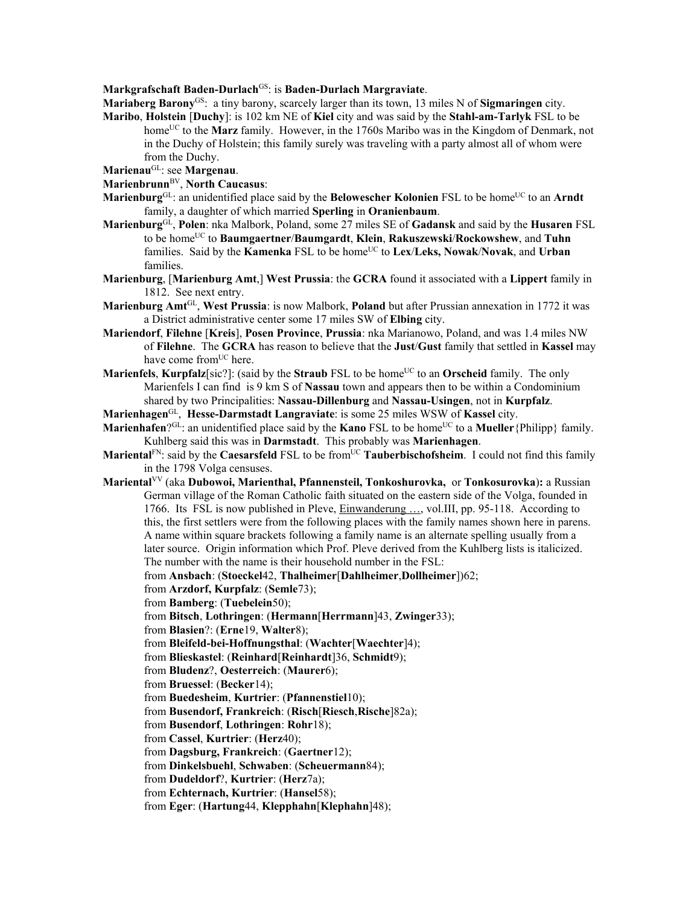**Markgrafschaft Baden-Durlach**GS: is **Baden-Durlach Margraviate**.

**Mariaberg Barony**GS: a tiny barony, scarcely larger than its town, 13 miles N of **Sigmaringen** city.

**Maribo**, **Holstein** [**Duchy**]: is 102 km NE of **Kiel** city and was said by the **Stahl-am-Tarlyk** FSL to be homeUC to the **Marz** family. However, in the 1760s Maribo was in the Kingdom of Denmark, not in the Duchy of Holstein; this family surely was traveling with a party almost all of whom were from the Duchy.

**Marienau**GL: see **Margenau**.

**Marienbrunn**BV, **North Caucasus**:

**Marienburg**GL: an unidentified place said by the **Belowescher Kolonien** FSL to be homeUC to an **Arndt** family, a daughter of which married **Sperling** in **Oranienbaum**.

**Marienburg**GL, **Polen**: nka Malbork, Poland, some 27 miles SE of **Gadansk** and said by the **Husaren** FSL to be homeUC to **Baumgaertner**/**Baumgardt**, **Klein**, **Rakuszewski**/**Rockowshew**, and **Tuhn** families. Said by the **Kamenka** FSL to be homeUC to **Lex**/**Leks, Nowak**/**Novak**, and **Urban** families.

**Marienburg**, [**Marienburg Amt**,] **West Prussia**: the **GCRA** found it associated with a **Lippert** family in 1812. See next entry.

**Marienburg Amt**GL, **West Prussia**: is now Malbork, **Poland** but after Prussian annexation in 1772 it was a District administrative center some 17 miles SW of **Elbing** city.

**Mariendorf**, **Filehne** [**Kreis**], **Posen Province**, **Prussia**: nka Marianowo, Poland, and was 1.4 miles NW of **Filehne**. The **GCRA** has reason to believe that the **Just**/**Gust** family that settled in **Kassel** may have come fromUC here.

**Marienfels**, **Kurpfalz**[sic?]: (said by the **Straub** FSL to be homeUC to an **Orscheid** family. The only Marienfels I can find is 9 km S of **Nassau** town and appears then to be within a Condominium shared by two Principalities: **Nassau-Dillenburg** and **Nassau-Usingen**, not in **Kurpfalz**.

**Marienhagen**GL, **Hesse-Darmstadt Langraviate**: is some 25 miles WSW of **Kassel** city.

**Marienhafen**?GL: an unidentified place said by the **Kano** FSL to be homeUC to a **Mueller**{Philipp} family. Kuhlberg said this was in **Darmstadt**. This probably was **Marienhagen**.

**Mariental**FN: said by the **Caesarsfeld** FSL to be fromUC **Tauberbischofsheim**. I could not find this family in the 1798 Volga censuses.

**Mariental**VV (aka **Dubowoi, Marienthal, Pfannensteil, Tonkoshurovka,** or **Tonkosurovka**)**:** a Russian German village of the Roman Catholic faith situated on the eastern side of the Volga, founded in 1766. Its FSL is now published in Pleve, Einwanderung …, vol.III, pp. 95-118. According to this, the first settlers were from the following places with the family names shown here in parens. A name within square brackets following a family name is an alternate spelling usually from a later source. Origin information which Prof. Pleve derived from the Kuhlberg lists is italicized. The number with the name is their household number in the FSL:

from **Ansbach**: (**Stoeckel**42, **Thalheimer**[**Dahlheimer**,**Dollheimer**])62;
from **Arzdorf, Kurpfalz**: (**Semle**73);
from **Bamberg**: (**Tuebelein**50);
from **Bitsch**, **Lothringen**: (**Hermann**[**Herrmann**]43, **Zwinger**33);
from **Blasien**?: (**Erne**19, **Walter**8);
from **Bleifeld-bei-Hoffnungsthal**: (**Wachter**[**Waechter**]4);
from **Blieskastel**: (**Reinhard**[**Reinhardt**]36, **Schmidt**9);
from **Bludenz**?, **Oesterreich**: (**Maurer**6);
from **Bruessel**: (**Becker**14);
from **Buedesheim**, **Kurtrier**: (**Pfannenstiel**10);
from **Busendorf, Frankreich**: (**Risch**[**Riesch**,**Rische**]82a);
from **Busendorf**, **Lothringen**: **Rohr**18);
from **Cassel**, **Kurtrier**: (**Herz**40);
from **Dagsburg, Frankreich**: (**Gaertner**12);
from **Dinkelsbuehl**, **Schwaben**: (**Scheuermann**84);
from **Dudeldorf**?, **Kurtrier**: (**Herz**7a);
from **Echternach, Kurtrier**: (**Hansel**58);
from **Eger**: (**Hartung**44, **Klepphahn**[**Klephahn**]48);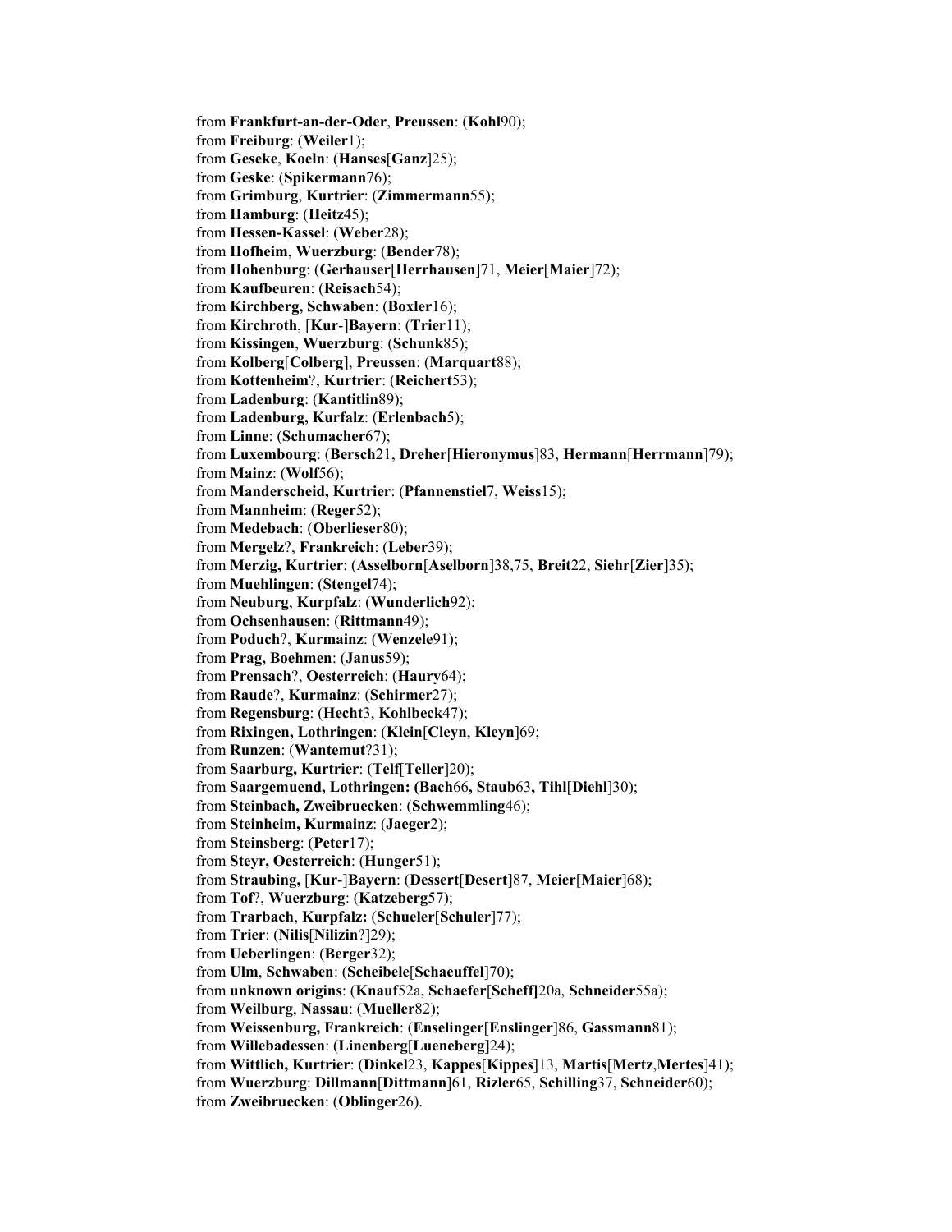from **Frankfurt-an-der-Oder**, **Preussen**: (**Kohl**90);
from **Freiburg**: (**Weiler**1);
from **Geseke**, **Koeln**: (**Hanses**[**Ganz**]25);
from **Geske**: (**Spikermann**76);
from **Grimburg**, **Kurtrier**: (**Zimmermann**55);
from **Hamburg**: (**Heitz**45);
from **Hessen-Kassel**: (**Weber**28);
from **Hofheim**, **Wuerzburg**: (**Bender**78);
from **Hohenburg**: (**Gerhauser**[**Herrhausen**]71, **Meier**[**Maier**]72);
from **Kaufbeuren**: (**Reisach**54);
from **Kirchberg, Schwaben**: (**Boxler**16);
from **Kirchroth**, [**Kur**-]**Bayern**: (**Trier**11);
from **Kissingen**, **Wuerzburg**: (**Schunk**85);
from **Kolberg**[**Colberg**], **Preussen**: (**Marquart**88);
from **Kottenheim**?, **Kurtrier**: (**Reichert**53);
from **Ladenburg**: (**Kantitlin**89);
from **Ladenburg, Kurfalz**: (**Erlenbach**5);
from **Linne**: (**Schumacher**67);
from **Luxembourg**: (**Bersch**21, **Dreher**[**Hieronymus**]83, **Hermann**[**Herrmann**]79);
from **Mainz**: (**Wolf**56);
from **Manderscheid, Kurtrier**: (**Pfannenstiel**7, **Weiss**15);
from **Mannheim**: (**Reger**52);
from **Medebach**: (**Oberlieser**80);
from **Mergelz**?, **Frankreich**: (**Leber**39);
from **Merzig, Kurtrier**: (**Asselborn**[**Aselborn**]38,75, **Breit**22, **Siehr**[**Zier**]35);
from **Muehlingen**: (**Stengel**74);
from **Neuburg**, **Kurpfalz**: (**Wunderlich**92);
from **Ochsenhausen**: (**Rittmann**49);
from **Poduch**?, **Kurmainz**: (**Wenzele**91);
from **Prag, Boehmen**: (**Janus**59);
from **Prensach**?, **Oesterreich**: (**Haury**64);
from **Raude**?, **Kurmainz**: (**Schirmer**27);
from **Regensburg**: (**Hecht**3, **Kohlbeck**47);
from **Rixingen, Lothringen**: (**Klein**[**Cleyn**, **Kleyn**]69;
from **Runzen**: (**Wantemut**?31);
from **Saarburg, Kurtrier**: (**Telf**[**Teller**]20);
from **Saargemuend, Lothringen: (Bach**66**, Staub**63**, Tihl**[**Diehl**]30);
from **Steinbach, Zweibruecken**: (**Schwemmling**46);
from **Steinheim, Kurmainz**: (**Jaeger**2);
from **Steinsberg**: (**Peter**17);
from **Steyr, Oesterreich**: (**Hunger**51);
from **Straubing,** [**Kur**-]**Bayern**: (**Dessert**[**Desert**]87, **Meier**[**Maier**]68);
from **Tof**?, **Wuerzburg**: (**Katzeberg**57);
from **Trarbach**, **Kurpfalz:** (**Schueler**[**Schuler**]77);
from **Trier**: (**Nilis**[**Nilizin**?]29);
from **Ueberlingen**: (**Berger**32);
from **Ulm**, **Schwaben**: (**Scheibele**[**Schaeuffel**]70);
from **unknown origins**: (**Knauf**52a, **Schaefer**[**Scheff]**20a, **Schneider**55a);
from **Weilburg**, **Nassau**: (**Mueller**82);
from **Weissenburg, Frankreich**: (**Enselinger**[**Enslinger**]86, **Gassmann**81);
from **Willebadessen**: (**Linenberg**[**Lueneberg**]24);
from **Wittlich, Kurtrier**: (**Dinkel**23, **Kappes**[**Kippes**]13, **Martis**[**Mertz**,**Mertes**]41);
from **Wuerzburg**: **Dillmann**[**Dittmann**]61, **Rizler**65, **Schilling**37, **Schneider**60);
from **Zweibruecken**: (**Oblinger**26).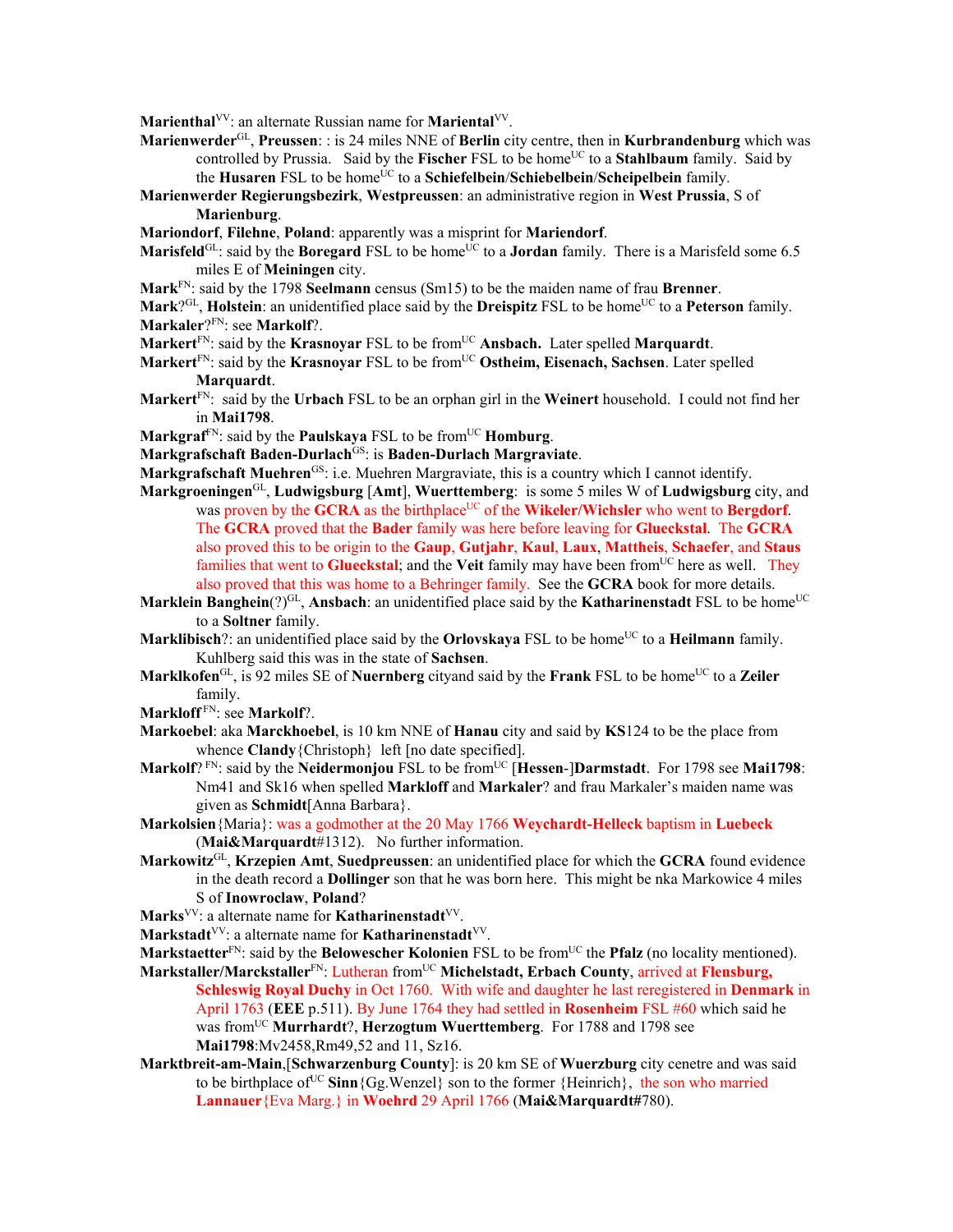**Marienthal**[VV]: an alternate Russian name for **Mariental**[VV].

**Marienwerder**[GL], **Preussen**: : is 24 miles NNE of **Berlin** city centre, then in **Kurbrandenburg** which was controlled by Prussia. Said by the **Fischer** FSL to be home[UC] to a **Stahlbaum** family. Said by the **Husaren** FSL to be home[UC] to a **Schiefelbein**/**Schiebelbein**/**Scheipelbein** family.

**Marienwerder Regierungsbezirk**, **Westpreussen**: an administrative region in **West Prussia**, S of **Marienburg**.

**Mariondorf**, **Filehne**, **Poland**: apparently was a misprint for **Mariendorf**.

**Marisfeld**[GL]: said by the **Boregard** FSL to be home[UC] to a **Jordan** family. There is a Marisfeld some 6.5 miles E of **Meiningen** city.

**Mark**[FN]: said by the 1798 **Seelmann** census (Sm15) to be the maiden name of frau **Brenner**.

**Mark**?[GL], **Holstein**: an unidentified place said by the **Dreispitz** FSL to be home[UC] to a **Peterson** family.

**Markaler**?[FN]: see **Markolf**?.

**Markert**[FN]: said by the **Krasnoyar** FSL to be from[UC] **Ansbach.** Later spelled **Marquardt**.

**Markert**[FN]: said by the **Krasnoyar** FSL to be from[UC] **Ostheim, Eisenach, Sachsen**. Later spelled **Marquardt**.

**Markert**[FN]: said by the **Urbach** FSL to be an orphan girl in the **Weinert** household. I could not find her in **Mai1798**.

**Markgraf**[FN]: said by the **Paulskaya** FSL to be from[UC] **Homburg**.

**Markgrafschaft Baden-Durlach**[GS]: is **Baden-Durlach Margraviate**.

**Markgrafschaft Muehren**[GS]: i.e. Muehren Margraviate, this is a country which I cannot identify.

**Markgroeningen**[GL], **Ludwigsburg** [**Amt**], **Wuerttemberg**: is some 5 miles W of **Ludwigsburg** city, and was proven by the **GCRA** as the birthplace[UC] of the **Wikeler/Wichsler** who went to **Bergdorf**. The **GCRA** proved that the **Bader** family was here before leaving for **Glueckstal**. The **GCRA** also proved this to be origin to the **Gaup**, **Gutjahr**, **Kaul**, **Laux**, **Mattheis**, **Schaefer**, and **Staus** families that went to **Glueckstal**; and the **Veit** family may have been from[UC] here as well. They also proved that this was home to a Behringer family. See the **GCRA** book for more details.

**Marklein Banghein**(?)[GL], **Ansbach**: an unidentified place said by the **Katharinenstadt** FSL to be home[UC] to a **Soltner** family.

**Marklibisch**?: an unidentified place said by the **Orlovskaya** FSL to be home[UC] to a **Heilmann** family. Kuhlberg said this was in the state of **Sachsen**.

**Marklkofen**[GL], is 92 miles SE of **Nuernberg** cityand said by the **Frank** FSL to be home[UC] to a **Zeiler** family.

**Markloff**[FN]: see **Markolf**?.

**Markoebel**: aka **Marckhoebel**, is 10 km NNE of **Hanau** city and said by **KS**124 to be the place from whence **Clandy**{Christoph} left [no date specified].

**Markolf**?[FN]: said by the **Neidermonjou** FSL to be from[UC] [**Hessen**-]**Darmstadt**. For 1798 see **Mai1798**: Nm41 and Sk16 when spelled **Markloff** and **Markaler**? and frau Markaler's maiden name was given as **Schmidt**[Anna Barbara}.

**Markolsien**{Maria}: was a godmother at the 20 May 1766 **Weychardt-Helleck** baptism in **Luebeck** (**Mai&Marquardt**#1312). No further information.

**Markowitz**[GL], **Krzepien Amt**, **Suedpreussen**: an unidentified place for which the **GCRA** found evidence in the death record a **Dollinger** son that he was born here. This might be nka Markowice 4 miles S of **Inowroclaw**, **Poland**?

**Marks**[VV]: a alternate name for **Katharinenstadt**[VV].

**Markstadt**[VV]: a alternate name for **Katharinenstadt**[VV].

**Markstaetter**[FN]: said by the **Belowescher Kolonien** FSL to be from[UC] the **Pfalz** (no locality mentioned).

**Markstaller/Marckstaller**[FN]: Lutheran from[UC] **Michelstadt, Erbach County**, arrived at **Flensburg, Schleswig Royal Duchy** in Oct 1760. With wife and daughter he last reregistered in **Denmark** in April 1763 (**EEE** p.511). By June 1764 they had settled in **Rosenheim** FSL #60 which said he was from[UC] **Murrhardt**?, **Herzogtum Wuerttemberg**. For 1788 and 1798 see **Mai1798**:Mv2458,Rm49,52 and 11, Sz16.

**Marktbreit-am-Main**,[**Schwarzenburg County**]: is 20 km SE of **Wuerzburg** city cenetre and was said to be birthplace of[UC] **Sinn**{Gg.Wenzel} son to the former {Heinrich}, the son who married **Lannauer**{Eva Marg.} in **Woehrd** 29 April 1766 (**Mai&Marquardt#**780).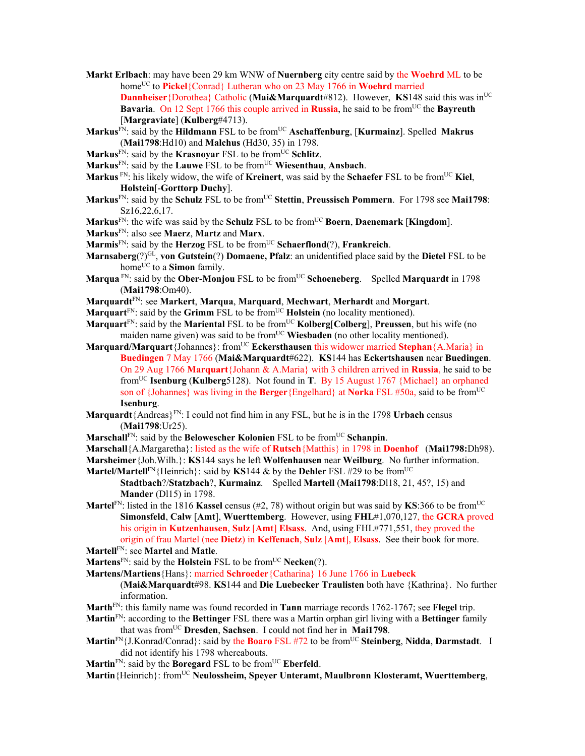**Markt Erlbach**: may have been 29 km WNW of **Nuernberg** city centre said by the **Woehrd** ML to be home[UC] to **Pickel**{Conrad} Lutheran who on 23 May 1766 in **Woehrd** married **Dannheiser**{Dorothea} Catholic (**Mai&Marquardt**#812). However, **KS**148 said this was in[UC] **Bavaria**. On 12 Sept 1766 this couple arrived in **Russia**, he said to be from[UC] the **Bayreuth** [**Margraviate**] (**Kulberg**#4713).

**Markus**[FN]: said by the **Hildmann** FSL to be from[UC] **Aschaffenburg**, [**Kurmainz**]. Spelled **Makrus** (**Mai1798**:Hd10) and **Malchus** (Hd30, 35) in 1798.

**Markus**[FN]: said by the **Krasnoyar** FSL to be from[UC] **Schlitz**.

**Markus**[FN]: said by the **Lauwe** FSL to be from[UC] **Wiesenthau**, **Ansbach**.

**Markus** [FN]: his likely widow, the wife of **Kreinert**, was said by the **Schaefer** FSL to be from[UC] **Kiel**, **Holstein**[-**Gorttorp Duchy**].

**Markus**[FN]: said by the **Schulz** FSL to be from[UC] **Stettin**, **Preussisch Pommern**. For 1798 see **Mai1798**: Sz16,22,6,17.

**Markus**[FN]: the wife was said by the **Schulz** FSL to be from[UC] **Boern**, **Daenemark** [**Kingdom**].

**Markus**[FN]: also see **Maerz**, **Martz** and **Marx**.

**Marmis**[FN]: said by the **Herzog** FSL to be from[UC] **Schaerflond**(?), **Frankreich**.

**Marnsaberg**(?)[GL], **von Gutstein**(?) **Domaene, Pfalz**: an unidentified place said by the **Dietel** FSL to be home[UC] to a **Simon** family.

**Marqua** [FN]: said by the **Ober-Monjou** FSL to be from[UC] **Schoeneberg**. Spelled **Marquardt** in 1798 (**Mai1798**:Om40).

**Marquardt**[FN]: see **Markert**, **Marqua**, **Marquard**, **Mechwart**, **Merhardt** and **Morgart**.

**Marquart**[FN]: said by the **Grimm** FSL to be from[UC] **Holstein** (no locality mentioned).

**Marquart**[FN]: said by the **Mariental** FSL to be from[UC] **Kolberg**[**Colberg**], **Preussen**, but his wife (no maiden name given) was said to be from[UC] **Wiesbaden** (no other locality mentioned).

**Marquard/Marquart**{Johannes}: from[UC] **Eckersthausen** this widower married **Stephan**{A.Maria} in **Buedingen** 7 May 1766 (**Mai&Marquardt**#622). **KS**144 has **Eckertshausen** near **Buedingen**. On 29 Aug 1766 **Marquart**{Johann & A.Maria} with 3 children arrived in **Russia**, he said to be from[UC] **Isenburg** (**Kulberg**5128). Not found in **T**. By 15 August 1767 {Michael} an orphaned son of {Johannes} was living in the **Berger**{Engelhard} at **Norka** FSL #50a, said to be from[UC] **Isenburg**.

**Marquardt**{Andreas}[FN]: I could not find him in any FSL, but he is in the 1798 **Urbach** census (**Mai1798**:Ur25).

**Marschall**[FN]: said by the **Belowescher Kolonien** FSL to be from[UC] **Schanpin**.

**Marschall**{A.Margaretha}: listed as the wife of **Rutsch**{Matthis} in 1798 in **Doenhof** (**Mai1798:**Dh98).

**Marsheimer**{Joh.Wilh.}: **KS**144 says he left **Wolfenhausen** near **Weilburg**. No further information.

**Martel/Martell**[FN]{Heinrich}: said by **KS**144 & by the **Dehler** FSL #29 to be from[UC] **Stadtbach**?/**Statzbach**?, **Kurmainz**. Spelled **Martell** (**Mai1798**:Dl18, 21, 45?, 15) and **Mander** (Dl15) in 1798.

**Martel**[FN]: listed in the 1816 **Kassel** census (#2, 78) without origin but was said by **KS**:366 to be from[UC] **Simonsfeld**, **Calw** [**Amt**], **Wuerttemberg**. However, using **FHL**#1,070,127, the **GCRA** proved his origin in **Kutzenhausen**, **Sulz** [**Amt**] **Elsass**. And, using FHL#771,551, they proved the origin of frau Martel (nee **Dietz**) in **Keffenach**, **Sulz** [**Amt**], **Elsass**. See their book for more.

**Martell**[FN]: see **Martel** and **Matle**.

**Martens**[FN]: said by the **Holstein** FSL to be from[UC] **Necken**(?).

**Martens/Martiens**{Hans}: married **Schroeder**{Catharina} 16 June 1766 in **Luebeck** (**Mai&Marquardt**#98. **KS**144 and **Die Luebecker Traulisten** both have {Kathrina}. No further information.

**Marth**[FN]: this family name was found recorded in **Tann** marriage records 1762-1767; see **Flegel** trip.

**Martin**[FN]: according to the **Bettinger** FSL there was a Martin orphan girl living with a **Bettinger** family that was from[UC] **Dresden**, **Sachsen**. I could not find her in **Mai1798**.

**Martin**[FN]{J.Konrad/Conrad}: said by the **Boaro** FSL #72 to be from[UC] **Steinberg**, **Nidda**, **Darmstadt**. I did not identify his 1798 whereabouts.

**Martin**[FN]: said by the **Boregard** FSL to be from[UC] **Eberfeld**.

**Martin**{Heinrich}: from[UC] **Neulossheim, Speyer Unteramt, Maulbronn Klosteramt, Wuerttemberg**,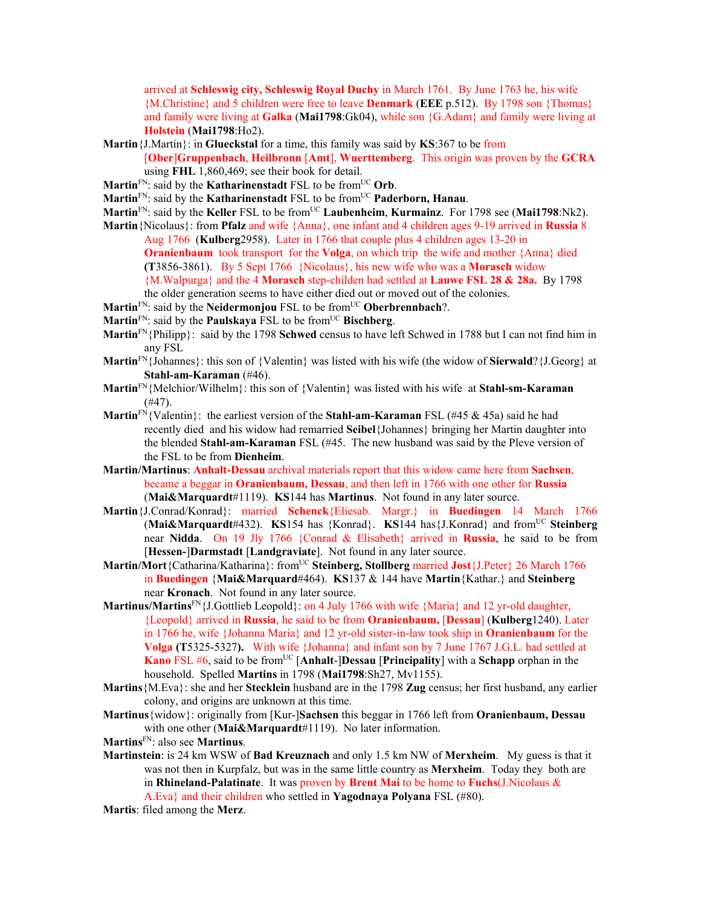arrived at **Schleswig city, Schleswig Royal Duchy** in March 1761. By June 1763 he, his wife {M.Christine} and 5 children were free to leave **Denmark** (**EEE** p.512). By 1798 son {Thomas} and family were living at **Galka** (**Mai1798**:Gk04), while son {G.Adam} and family were living at **Holstein** (**Mai1798**:Ho2).

**Martin**{J.Martin}: in **Glueckstal** for a time, this family was said by **KS**:367 to be from [**Ober**]**Gruppenbach**, **Heilbronn** [**Amt**], **Wuerttemberg**. This origin was proven by the **GCRA** using **FHL** 1,860,469; see their book for detail.

**Martin**[FN]: said by the **Katharinenstadt** FSL to be from[UC] **Orb**.

**Martin**[FN]: said by the **Katharinenstadt** FSL to be from[UC] **Paderborn, Hanau**.

**Martin**[FN]: said by the **Keller** FSL to be from[UC] **Laubenheim**, **Kurmainz**. For 1798 see (**Mai1798**:Nk2).

**Martin**{Nicolaus}: from **Pfalz** and wife {Anna}, one infant and 4 children ages 9-19 arrived in **Russia** 8 Aug 1766 (**Kulberg**2958). Later in 1766 that couple plus 4 children ages 13-20 in **Oranienbaum** took transport for the **Volga**, on which trip the wife and mother {Anna} died (**T**3856-3861). By 5 Sept 1766 {Nicolaus}, his new wife who was a **Morasch** widow {M.Walpurga} and the 4 **Morasch** step-childen had settled at **Lauwe FSL 28 & 28a.** By 1798 the older generation seems to have either died out or moved out of the colonies.

**Martin**[FN]: said by the **Neidermonjou** FSL to be from[UC] **Oberbrennbach**?.

**Martin**[FN]: said by the **Paulskaya** FSL to be from[UC] **Bischberg**.

**Martin**[FN]{Philipp}: said by the 1798 **Schwed** census to have left Schwed in 1788 but I can not find him in any FSL

**Martin**[FN]{Johannes}: this son of {Valentin} was listed with his wife (the widow of **Sierwald**?{J.Georg} at **Stahl-am-Karaman** (#46).

**Martin**[FN]{Melchior/Wilhelm}: this son of {Valentin} was listed with his wife at **Stahl-sm-Karaman** (#47).

**Martin**[FN]{Valentin}: the earliest version of the **Stahl-am-Karaman** FSL (#45 & 45a) said he had recently died and his widow had remarried **Seibel**{Johannes} bringing her Martin daughter into the blended **Stahl-am-Karaman** FSL (#45. The new husband was said by the Pleve version of the FSL to be from **Dienheim**.

**Martin/Martinus**: **Anhalt-Dessau** archival materials report that this widow came here from **Sachsen**, became a beggar in **Oranienbaum, Dessau**, and then left in 1766 with one other for **Russia** (**Mai&Marquardt**#1119). **KS**144 has **Martinus**. Not found in any later source.

**Martin**{J.Conrad/Konrad}: married **Schenck**{Eliesab. Margr.} in **Buedingen** 14 March 1766 (**Mai&Marquardt**#432). **KS**154 has {Konrad}. **KS**144 has{J.Konrad} and from[UC] **Steinberg** near **Nidda**. On 19 Jly 1766 {Conrad & Elisabeth} arrived in **Russia**, he said to be from [**Hessen-**]**Darmstadt** [**Landgraviate**]. Not found in any later source.

**Martin/Mort**{Catharina/Katharina}: from[UC] **Steinberg, Stollberg** married **Jost**{J.Peter} 26 March 1766 in **Buedingen** {**Mai&Marquard**#464). **KS**137 & 144 have **Martin**{Kathar.} and **Steinberg** near **Kronach**. Not found in any later source.

**Martinus/Martins**[FN]{J.Gottlieb Leopold}: on 4 July 1766 with wife {Maria} and 12 yr-old daughter, {Leopold} arrived in **Russia**, he said to be from **Oranienbaum, [Dessau]** (**Kulberg**1240). Later in 1766 he, wife {Johanna Maria} and 12 yr-old sister-in-law took ship in **Oranienbaum** for the **Volga** (**T**5325-5327**)**. With wife {Johanna} and infant son by 7 June 1767 J.G.L. had settled at **Kano** FSL #6, said to be from[UC] [**Anhalt**-]**Dessau** [**Principality**] with a **Schapp** orphan in the household. Spelled **Martins** in 1798 (**Mai1798**:Sh27, Mv1155).

**Martins**{M.Eva}: she and her **Stecklein** husband are in the 1798 **Zug** census; her first husband, any earlier colony, and origins are unknown at this time.

**Martinus**{widow}: originally from [Kur-]**Sachsen** this beggar in 1766 left from **Oranienbaum, Dessau** with one other (**Mai&Marquardt**#1119). No later information.

**Martins**[FN]: also see **Martinus**.

**Martinstein**: is 24 km WSW of **Bad Kreuznach** and only 1.5 km NW of **Merxheim**. My guess is that it was not then in Kurpfalz, but was in the same little country as **Merxheim**. Today they both are in **Rhineland-Palatinate**. It was proven by **Brent Mai** to be home to **Fuchs**(J.Nicolaus & A.Eva} and their children who settled in **Yagodnaya Polyana** FSL (#80).

**Martis**: filed among the **Merz**.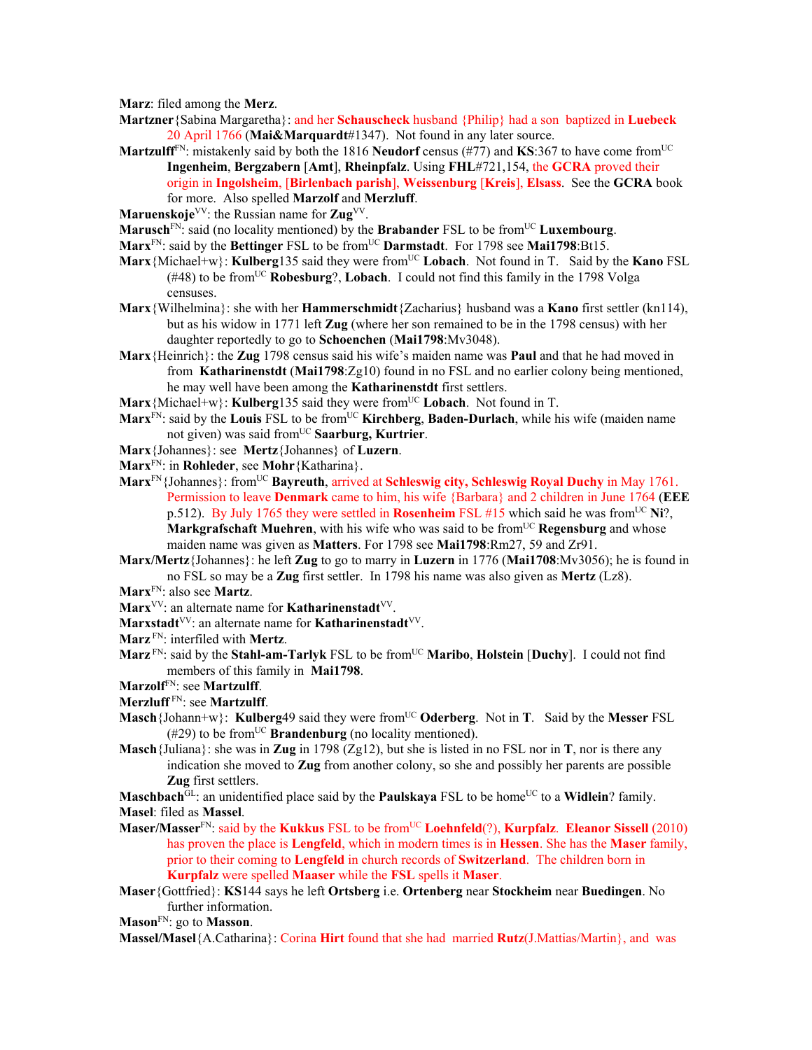**Marz**: filed among the **Merz**.

**Martzner**{Sabina Margaretha}: and her **Schauscheck** husband {Philip} had a son baptized in **Luebeck** 20 April 1766 (**Mai&Marquardt**#1347). Not found in any later source.

**Martzulff**FN: mistakenly said by both the 1816 **Neudorf** census (#77) and **KS**:367 to have come fromUC **Ingenheim**, **Bergzabern** [**Amt**], **Rheinpfalz**. Using **FHL**#721,154, the **GCRA** proved their origin in **Ingolsheim**, [**Birlenbach parish**], **Weissenburg** [**Kreis**], **Elsass**. See the **GCRA** book for more. Also spelled **Marzolf** and **Merzluff**.

**Maruenskoje**VV: the Russian name for **Zug**VV.

**Marusch**FN: said (no locality mentioned) by the **Brabander** FSL to be fromUC **Luxembourg**.

**Marx**FN: said by the **Bettinger** FSL to be fromUC **Darmstadt**. For 1798 see **Mai1798**:Bt15.

**Marx**{Michael+w}: **Kulberg**135 said they were fromUC **Lobach**. Not found in T. Said by the **Kano** FSL (#48) to be fromUC **Robesburg**?, **Lobach**. I could not find this family in the 1798 Volga censuses.

**Marx**{Wilhelmina}: she with her **Hammerschmidt**{Zacharius} husband was a **Kano** first settler (kn114), but as his widow in 1771 left **Zug** (where her son remained to be in the 1798 census) with her daughter reportedly to go to **Schoenchen** (**Mai1798**:Mv3048).

**Marx**{Heinrich}: the **Zug** 1798 census said his wife's maiden name was **Paul** and that he had moved in from **Katharinenstdt** (**Mai1798**:Zg10) found in no FSL and no earlier colony being mentioned, he may well have been among the **Katharinenstdt** first settlers.

**Marx**{Michael+w}: **Kulberg**135 said they were fromUC **Lobach**. Not found in T.

**Marx**FN: said by the **Louis** FSL to be fromUC **Kirchberg**, **Baden-Durlach**, while his wife (maiden name not given) was said fromUC **Saarburg, Kurtrier**.

**Marx**{Johannes}: see **Mertz**{Johannes} of **Luzern**.

**Marx**FN: in **Rohleder**, see **Mohr**{Katharina}.

**Marx**FN{Johannes}: fromUC **Bayreuth**, arrived at **Schleswig city, Schleswig Royal Duchy** in May 1761. Permission to leave **Denmark** came to him, his wife {Barbara} and 2 children in June 1764 (**EEE** p.512). By July 1765 they were settled in **Rosenheim** FSL #15 which said he was fromUC **Ni**?, **Markgrafschaft Muehren**, with his wife who was said to be fromUC **Regensburg** and whose maiden name was given as **Matters**. For 1798 see **Mai1798**:Rm27, 59 and Zr91.

**Marx/Mertz**{Johannes}: he left **Zug** to go to marry in **Luzern** in 1776 (**Mai1708**:Mv3056); he is found in no FSL so may be a **Zug** first settler. In 1798 his name was also given as **Mertz** (Lz8).

**Marx**FN: also see **Martz**.

**Marx**VV: an alternate name for **Katharinenstadt**VV.

**Marxstadt**VV: an alternate name for **Katharinenstadt**VV.

**Marz** FN: interfiled with **Mertz**.

**Marz** FN: said by the **Stahl-am-Tarlyk** FSL to be fromUC **Maribo**, **Holstein** [**Duchy**]. I could not find members of this family in **Mai1798**.

**Marzolf**FN: see **Martzulff**.

**Merzluff** FN: see **Martzulff**.

**Masch**{Johann+w}: **Kulberg**49 said they were fromUC **Oderberg**. Not in **T**. Said by the **Messer** FSL (#29) to be fromUC **Brandenburg** (no locality mentioned).

**Masch**{Juliana}: she was in **Zug** in 1798 (Zg12), but she is listed in no FSL nor in **T**, nor is there any indication she moved to **Zug** from another colony, so she and possibly her parents are possible **Zug** first settlers.

**Maschbach**GL: an unidentified place said by the **Paulskaya** FSL to be homeUC to a **Widlein**? family.

**Masel**: filed as **Massel**.

**Maser/Masser**FN: said by the **Kukkus** FSL to be fromUC **Loehnfeld**(?), **Kurpfalz**. **Eleanor Sissell** (2010) has proven the place is **Lengfeld**, which in modern times is in **Hessen**. She has the **Maser** family, prior to their coming to **Lengfeld** in church records of **Switzerland**. The children born in **Kurpfalz** were spelled **Maaser** while the **FSL** spells it **Maser**.

**Maser**{Gottfried}: **KS**144 says he left **Ortsberg** i.e. **Ortenberg** near **Stockheim** near **Buedingen**. No further information.

**Mason**FN: go to **Masson**.

**Massel/Masel**{A.Catharina}: Corina **Hirt** found that she had married **Rutz**(J.Mattias/Martin}, and was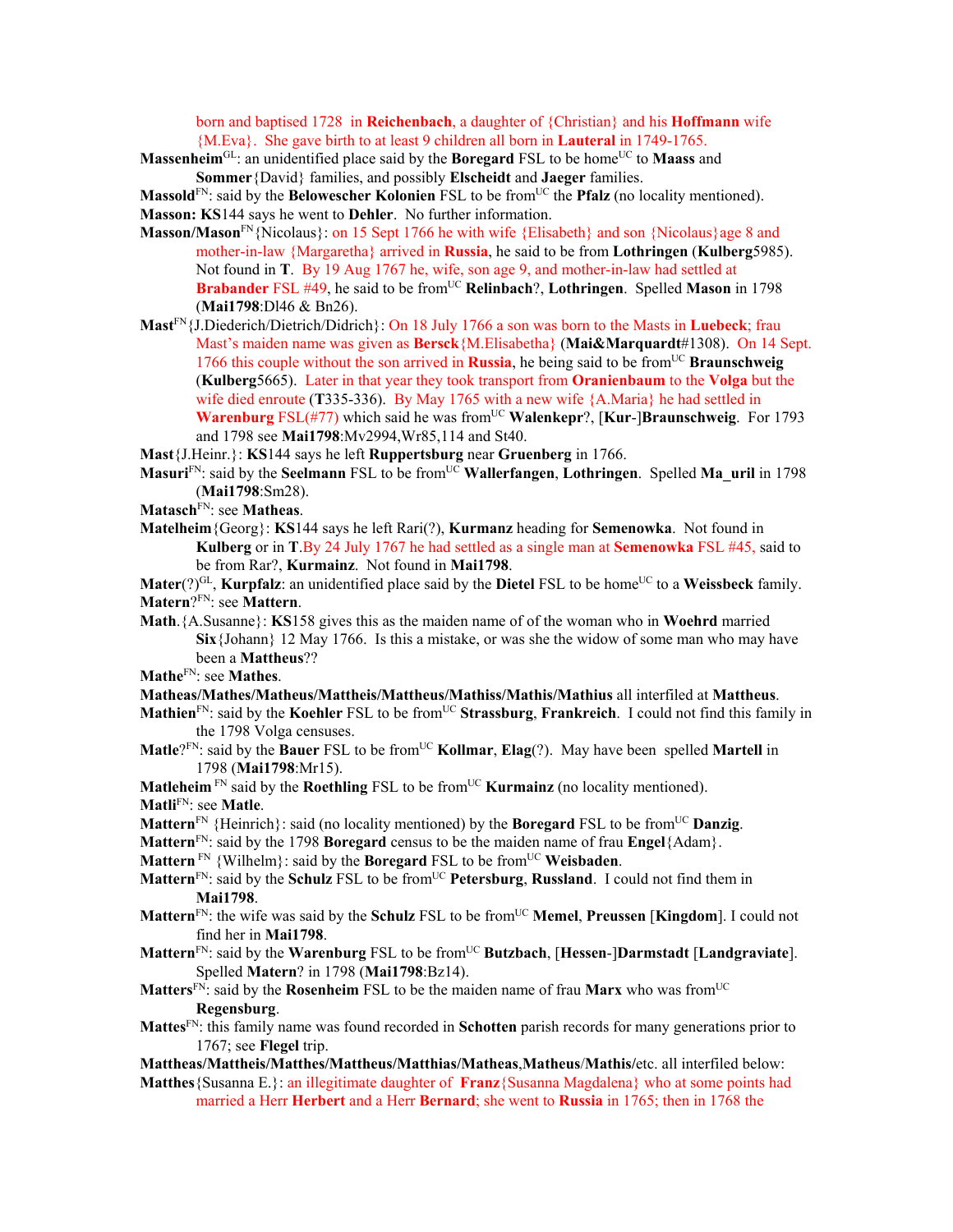born and baptised 1728 in **Reichenbach**, a daughter of {Christian} and his **Hoffmann** wife {M.Eva}. She gave birth to at least 9 children all born in **Lauteral** in 1749-1765.

**Massenheim**[GL]: an unidentified place said by the **Boregard** FSL to be home[UC] to **Maass** and **Sommer**{David} families, and possibly **Elscheidt** and **Jaeger** families.

**Massold**[FN]: said by the **Belowescher Kolonien** FSL to be from[UC] the **Pfalz** (no locality mentioned).

**Masson: KS**144 says he went to **Dehler**. No further information.

**Masson/Mason**[FN]{Nicolaus}: on 15 Sept 1766 he with wife {Elisabeth} and son {Nicolaus}age 8 and mother-in-law {Margaretha} arrived in **Russia**, he said to be from **Lothringen** (**Kulberg**5985). Not found in **T**. By 19 Aug 1767 he, wife, son age 9, and mother-in-law had settled at **Brabander** FSL #49, he said to be from[UC] **Relinbach**?, **Lothringen**. Spelled **Mason** in 1798 (**Mai1798**:Dl46 & Bn26).

**Mast**[FN]{J.Diederich/Dietrich/Didrich}: On 18 July 1766 a son was born to the Masts in **Luebeck**; frau Mast's maiden name was given as **Bersck**{M.Elisabetha} (**Mai&Marquardt**#1308). On 14 Sept. 1766 this couple without the son arrived in **Russia**, he being said to be from[UC] **Braunschweig** (**Kulberg**5665). Later in that year they took transport from **Oranienbaum** to the **Volga** but the wife died enroute (**T**335-336). By May 1765 with a new wife {A.Maria} he had settled in **Warenburg** FSL(#77) which said he was from[UC] **Walenkepr**?, [**Kur**-]**Braunschweig**. For 1793 and 1798 see **Mai1798**:Mv2994,Wr85,114 and St40.

**Mast**{J.Heinr.}: **KS**144 says he left **Ruppertsburg** near **Gruenberg** in 1766.

**Masuri**[FN]: said by the **Seelmann** FSL to be from[UC] **Wallerfangen**, **Lothringen**. Spelled **Ma_uril** in 1798 (**Mai1798**:Sm28).

**Matasch**[FN]: see **Matheas**.

**Matelheim**{Georg}: **KS**144 says he left Rari(?), **Kurmanz** heading for **Semenowka**. Not found in **Kulberg** or in **T**.By 24 July 1767 he had settled as a single man at **Semenowka** FSL #45, said to be from Rar?, **Kurmainz**. Not found in **Mai1798**.

**Mater**(?)[GL], **Kurpfalz**: an unidentified place said by the **Dietel** FSL to be home[UC] to a **Weissbeck** family.

**Matern**?[FN]: see **Mattern**.

**Math**.{A.Susanne}: **KS**158 gives this as the maiden name of of the woman who in **Woehrd** married **Six**{Johann} 12 May 1766. Is this a mistake, or was she the widow of some man who may have been a **Mattheus**??

**Mathe**[FN]: see **Mathes**.

**Matheas/Mathes/Matheus/Mattheis/Mattheus/Mathiss/Mathis/Mathius** all interfiled at **Mattheus**.

**Mathien**[FN]: said by the **Koehler** FSL to be from[UC] **Strassburg**, **Frankreich**. I could not find this family in the 1798 Volga censuses.

**Matle**?[FN]: said by the **Bauer** FSL to be from[UC] **Kollmar**, **Elag**(?). May have been spelled **Martell** in 1798 (**Mai1798**:Mr15).

**Matleheim** [FN] said by the **Roethling** FSL to be from[UC] **Kurmainz** (no locality mentioned).

**Matli**[FN]: see **Matle**.

**Mattern**[FN] {Heinrich}: said (no locality mentioned) by the **Boregard** FSL to be from[UC] **Danzig**.

**Mattern**[FN]: said by the 1798 **Boregard** census to be the maiden name of frau **Engel**{Adam}.

**Mattern** [FN] {Wilhelm}: said by the **Boregard** FSL to be from[UC] **Weisbaden**.

**Mattern**[FN]: said by the **Schulz** FSL to be from[UC] **Petersburg**, **Russland**. I could not find them in **Mai1798**.

**Mattern**[FN]: the wife was said by the **Schulz** FSL to be from[UC] **Memel**, **Preussen** [**Kingdom**]. I could not find her in **Mai1798**.

**Mattern**[FN]: said by the **Warenburg** FSL to be from[UC] **Butzbach**, [**Hessen**-]**Darmstadt** [**Landgraviate**]. Spelled **Matern**? in 1798 (**Mai1798**:Bz14).

**Matters**[FN]: said by the **Rosenheim** FSL to be the maiden name of frau **Marx** who was from[UC] **Regensburg**.

**Mattes**[FN]: this family name was found recorded in **Schotten** parish records for many generations prior to 1767; see **Flegel** trip.

**Mattheas/Mattheis/Matthes/Mattheus/Matthias/Matheas,Matheus/Mathis/**etc. all interfiled below:

**Matthes**{Susanna E.}: an illegitimate daughter of **Franz**{Susanna Magdalena} who at some points had married a Herr **Herbert** and a Herr **Bernard**; she went to **Russia** in 1765; then in 1768 the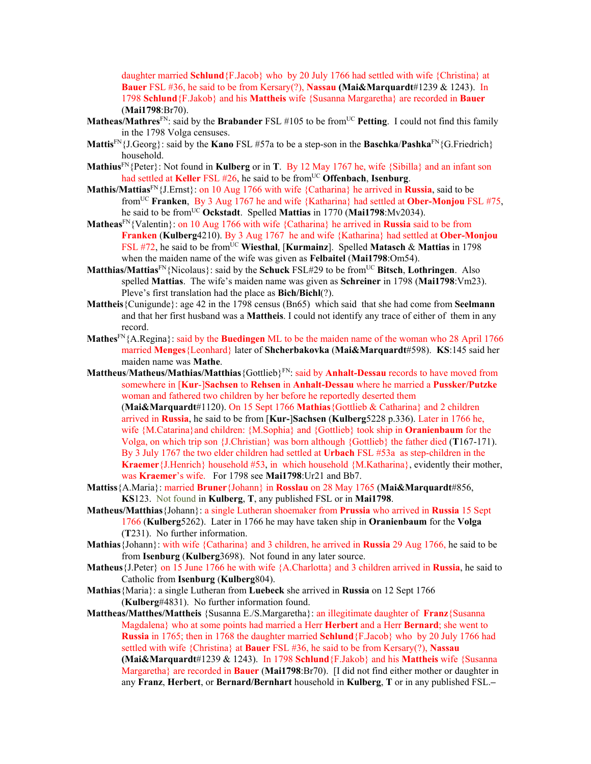daughter married **Schlund**{F.Jacob} who by 20 July 1766 had settled with wife {Christina} at **Bauer** FSL #36, he said to be from Kersary(?), **Nassau (Mai&Marquardt**#1239 & 1243). In 1798 **Schlund**{F.Jakob} and his **Mattheis** wife {Susanna Margaretha} are recorded in **Bauer** (**Mai1798**:Br70).

**Matheas/Mathres**[FN]: said by the **Brabander** FSL #105 to be from[UC] **Petting**. I could not find this family in the 1798 Volga censuses.

**Mattis**[FN]{J.Georg}: said by the **Kano** FSL #57a to be a step-son in the **Baschka**/**Pashka**[FN]{G.Friedrich} household.

**Mathius**[FN]{Peter}: Not found in **Kulberg** or in **T**. By 12 May 1767 he, wife {Sibilla} and an infant son had settled at **Keller** FSL #26, he said to be from[UC] **Offenbach**, **Isenburg**.

**Mathis/Mattias**[FN]{J.Ernst}: on 10 Aug 1766 with wife {Catharina} he arrived in **Russia**, said to be from[UC] **Franken**, By 3 Aug 1767 he and wife {Katharina} had settled at **Ober-Monjou** FSL #75, he said to be from[UC] **Ockstadt**. Spelled **Mattias** in 1770 (**Mai1798**:Mv2034).

**Matheas**[FN]{Valentin}: on 10 Aug 1766 with wife {Catharina} he arrived in **Russia** said to be from **Franken** (**Kulberg**4210). By 3 Aug 1767 he and wife {Katharina} had settled at **Ober-Monjou** FSL #72, he said to be from[UC] **Wiesthal**, [**Kurmainz**]. Spelled **Matasch** & **Mattias** in 1798 when the maiden name of the wife was given as **Felbaitel** (**Mai1798**:Om54).

**Matthias/Mattias**[FN]{Nicolaus}: said by the **Schuck** FSL#29 to be from[UC] **Bitsch**, **Lothringen**. Also spelled **Mattias**. The wife's maiden name was given as **Schreiner** in 1798 (**Mai1798**:Vm23). Pleve's first translation had the place as **Bich/Bichl**(?).

**Mattheis**{Cunigunde}: age 42 in the 1798 census (Bn65) which said that she had come from **Seelmann** and that her first husband was a **Mattheis**. I could not identify any trace of either of them in any record.

**Mathes**[FN]{A.Regina}: said by the **Buedingen** ML to be the maiden name of the woman who 28 April 1766 married **Menges**{Leonhard} later of **Shcherbakovka** (**Mai&Marquardt**#598). **KS**:145 said her maiden name was **Mathe**.

**Mattheus**/**Matheus/Mathias/Matthias**{Gottlieb}[FN]: said by **Anhalt-Dessau** records to have moved from somewhere in [**Kur**-]**Sachsen** to **Rehsen** in **Anhalt-Dessau** where he married a **Pussker/Putzke** woman and fathered two children by her before he reportedly deserted them (**Mai&Marquardt**#1120). On 15 Sept 1766 **Mathias**{Gottlieb & Catharina} and 2 children arrived in **Russia**, he said to be from [**Kur-**]**Sachsen** (**Kulberg**5228 p.336). Later in 1766 he, wife {M.Catarina}and children: {M.Sophia} and {Gottlieb} took ship in **Oranienbaum** for the Volga, on which trip son {J.Christian} was born although {Gottlieb} the father died (**T**167-171). By 3 July 1767 the two elder children had settled at **Urbach** FSL #53a as step-children in the **Kraemer**{J.Henrich} household #53, in which household {M.Katharina}, evidently their mother, was **Kraemer**'s wife. For 1798 see **Mai1798**:Ur21 and Bb7.

**Mattiss**{A.Maria}: married **Bruner**{Johann} in **Rosslau** on 28 May 1765 (**Mai&Marquardt**#856, **KS**123. Not found in **Kulberg**, **T**, any published FSL or in **Mai1798**.

**Matheus/Matthias**{Johann}: a single Lutheran shoemaker from **Prussia** who arrived in **Russia** 15 Sept 1766 (**Kulberg**5262). Later in 1766 he may have taken ship in **Oranienbaum** for the **Volga** (**T**231). No further information.

**Mathias**{Johann}: with wife {Catharina} and 3 children, he arrived in **Russia** 29 Aug 1766, he said to be from **Isenburg** (**Kulberg**3698). Not found in any later source.

**Matheus**{J.Peter} on 15 June 1766 he with wife {A.Charlotta} and 3 children arrived in **Russia**, he said to Catholic from **Isenburg** (**Kulberg**804).

**Mathias**{Maria}: a single Lutheran from **Luebeck** she arrived in **Russia** on 12 Sept 1766 (**Kulberg**#4831). No further information found.

**Mattheas/Matthes/Mattheis** {Susanna E./S.Margaretha}: an illegitimate daughter of **Franz**{Susanna Magdalena} who at some points had married a Herr **Herbert** and a Herr **Bernard**; she went to **Russia** in 1765; then in 1768 the daughter married **Schlund**{F.Jacob} who by 20 July 1766 had settled with wife {Christina} at **Bauer** FSL #36, he said to be from Kersary(?), **Nassau** (**Mai&Marquardt**#1239 & 1243). In 1798 **Schlund**{F.Jakob} and his **Mattheis** wife {Susanna Margaretha} are recorded in **Bauer** (**Mai1798**:Br70). [I did not find either mother or daughter in any **Franz**, **Herbert**, or **Bernard/Bernhart** household in **Kulberg**, **T** or in any published FSL.–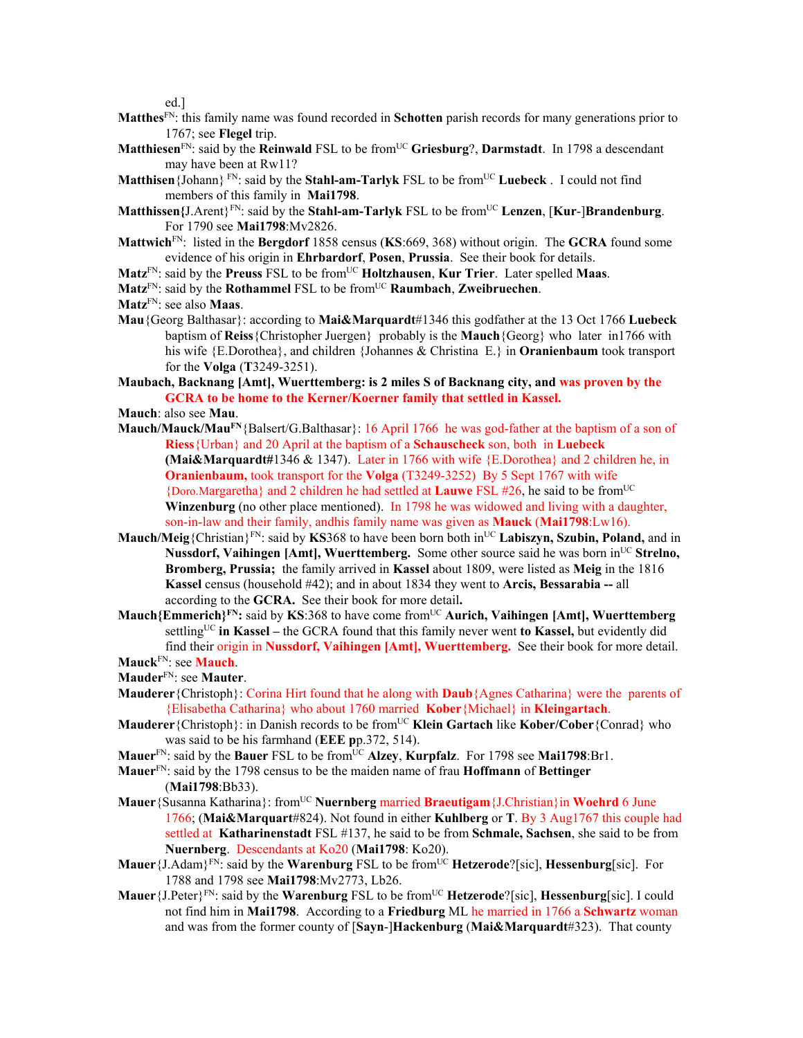ed.]

**Matthes**[FN]: this family name was found recorded in **Schotten** parish records for many generations prior to 1767; see **Flegel** trip.

**Matthiesen**[FN]: said by the **Reinwald** FSL to be from[UC] **Griesburg**?, **Darmstadt**. In 1798 a descendant may have been at Rw11?

**Matthisen**{Johann} [FN]: said by the **Stahl-am-Tarlyk** FSL to be from[UC] **Luebeck** . I could not find members of this family in **Mai1798**.

**Matthissen{**J.Arent}[FN]: said by the **Stahl-am-Tarlyk** FSL to be from[UC] **Lenzen**, [**Kur**-]**Brandenburg**. For 1790 see **Mai1798**:Mv2826.

**Mattwich**[FN]: listed in the **Bergdorf** 1858 census (**KS**:669, 368) without origin. The **GCRA** found some evidence of his origin in **Ehrbardorf**, **Posen**, **Prussia**. See their book for details.

**Matz**[FN]: said by the **Preuss** FSL to be from[UC] **Holtzhausen**, **Kur Trier**. Later spelled **Maas**.

**Matz**[FN]: said by the **Rothammel** FSL to be from[UC] **Raumbach**, **Zweibruechen**.

**Matz**[FN]: see also **Maas**.

**Mau**{Georg Balthasar}: according to **Mai&Marquardt**#1346 this godfather at the 13 Oct 1766 **Luebeck** baptism of **Reiss**{Christopher Juergen} probably is the **Mauch**{Georg} who later in1766 with his wife {E.Dorothea}, and children {Johannes & Christina E.} in **Oranienbaum** took transport for the **Volga** (**T**3249-3251).

**Maubach, Backnang [Amt], Wuerttemberg: is 2 miles S of Backnang city, and was proven by the GCRA to be home to the Kerner/Koerner family that settled in Kassel.**

**Mauch**: also see **Mau**.

**Mauch/Mauck/Mau**[FN]{Balsert/G.Balthasar}: 16 April 1766 he was god-father at the baptism of a son of **Riess**{Urban} and 20 April at the baptism of a **Schauscheck** son, both in **Luebeck** **(Mai&Marquardt#**1346 & 1347). Later in 1766 with wife {E.Dorothea} and 2 children he, in **Oranienbaum,** took transport for the **Volga** (T3249-3252) By 5 Sept 1767 with wife {Doro.Margaretha} and 2 children he had settled at **Lauwe** FSL #26, he said to be from[UC] **Winzenburg** (no other place mentioned). In 1798 he was widowed and living with a daughter, son-in-law and their family, andhis family name was given as **Mauck** (**Mai1798**:Lw16).

**Mauch/Meig**{Christian}[FN]: said by **KS**368 to have been born both in[UC] **Labiszyn, Szubin, Poland,** and in **Nussdorf, Vaihingen [Amt], Wuerttemberg.** Some other source said he was born in[UC] **Strelno, Bromberg, Prussia;** the family arrived in **Kassel** about 1809, were listed as **Meig** in the 1816 **Kassel** census (household #42); and in about 1834 they went to **Arcis, Bessarabia --** all according to the **GCRA.** See their book for more detail**.**

**Mauch{Emmerich}**[FN]**:** said by **KS**:368 to have come from[UC] **Aurich, Vaihingen [Amt], Wuerttemberg** settling[UC] **in Kassel –** the GCRA found that this family never went **to Kassel,** but evidently did find their origin in **Nussdorf, Vaihingen [Amt], Wuerttemberg.** See their book for more detail.

**Mauck**[FN]: see **Mauch**.

**Mauder**[FN]: see **Mauter**.

**Mauderer**{Christoph}: Corina Hirt found that he along with **Daub**{Agnes Catharina} were the parents of {Elisabetha Catharina} who about 1760 married **Kober**{Michael} in **Kleingartach**.

**Mauderer**{Christoph}: in Danish records to be from[UC] **Klein Gartach** like **Kober/Cober**{Conrad} who was said to be his farmhand (**EEE p**p.372, 514).

**Mauer**[FN]: said by the **Bauer** FSL to be from[UC] **Alzey**, **Kurpfalz**. For 1798 see **Mai1798**:Br1.

**Mauer**[FN]: said by the 1798 census to be the maiden name of frau **Hoffmann** of **Bettinger** (**Mai1798**:Bb33).

**Mauer**{Susanna Katharina}: from[UC] **Nuernberg** married **Braeutigam**{J.Christian}in **Woehrd** 6 June 1766; (**Mai&Marquart**#824). Not found in either **Kuhlberg** or **T**. By 3 Aug1767 this caouple had settled at **Katharinenstadt** FSL #137, he said to be from **Schmale, Sachsen**, she said to be from **Nuernberg**. Descendants at Ko20 (**Mai1798**: Ko20).

**Mauer**{J.Adam}[FN]: said by the **Warenburg** FSL to be from[UC] **Hetzerode**?[sic], **Hessenburg**[sic]. For 1788 and 1798 see **Mai1798**:Mv2773, Lb26.

**Mauer**{J.Peter}[FN]: said by the **Warenburg** FSL to be from[UC] **Hetzerode**?[sic], **Hessenburg**[sic]. I could not find him in **Mai1798**. According to a **Friedburg** ML he married in 1766 a **Schwartz** woman and was from the former county of [**Sayn**-]**Hackenburg** (**Mai&Marquardt**#323). That county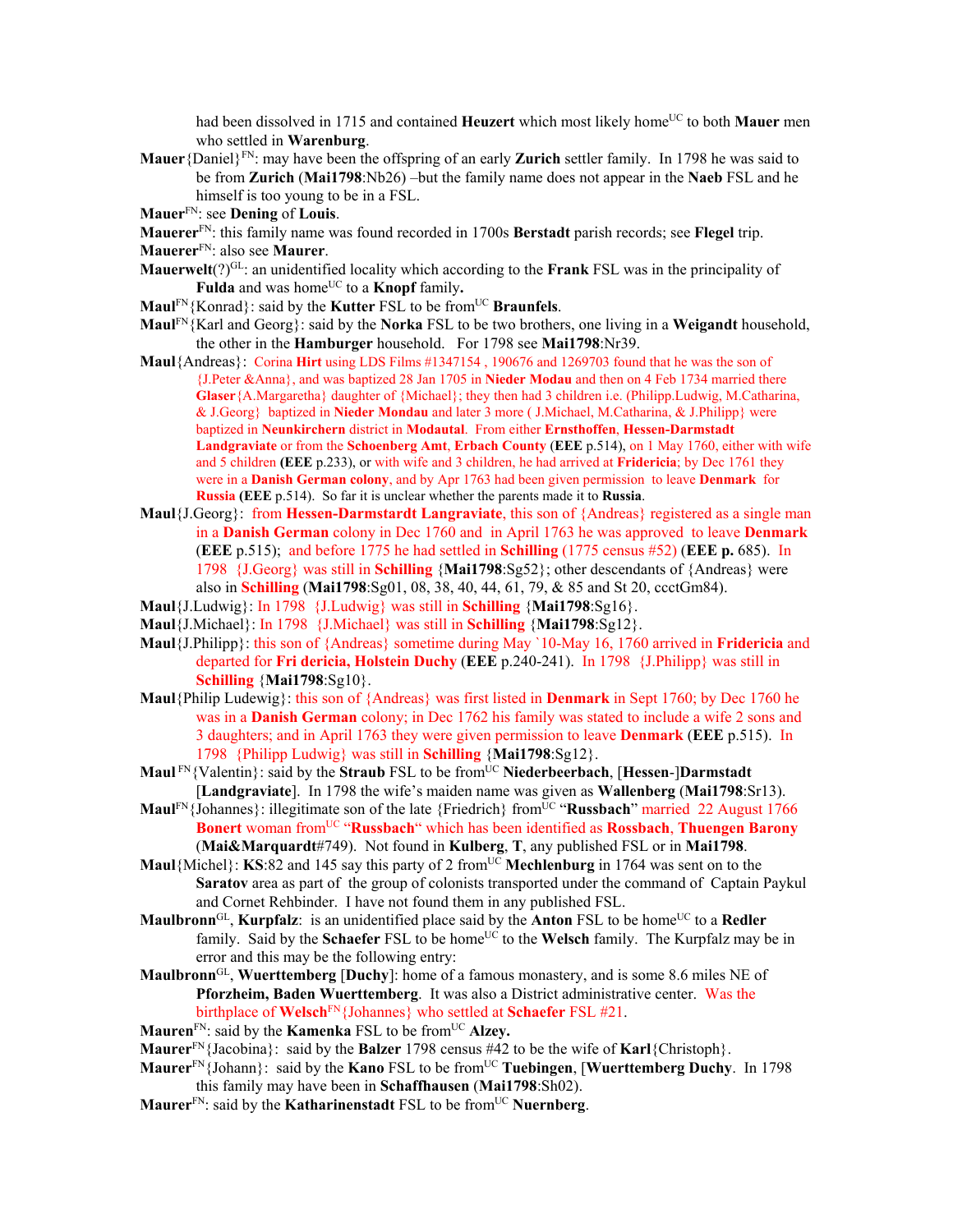had been dissolved in 1715 and contained **Heuzert** which most likely home[UC] to both **Mauer** men who settled in **Warenburg**.

**Mauer**{Daniel}[FN]: may have been the offspring of an early **Zurich** settler family. In 1798 he was said to be from **Zurich** (**Mai1798**:Nb26) –but the family name does not appear in the **Naeb** FSL and he himself is too young to be in a FSL.

**Mauer**[FN]: see **Dening** of **Louis**.

**Mauerer**[FN]: this family name was found recorded in 1700s **Berstadt** parish records; see **Flegel** trip.

**Mauerer**[FN]: also see **Maurer**.

**Mauerwelt**(?)[GL]: an unidentified locality which according to the **Frank** FSL was in the principality of **Fulda** and was home[UC] to a **Knopf** family**.**

**Maul**[FN]{Konrad}: said by the **Kutter** FSL to be from[UC] **Braunfels**.

**Maul**[FN]{Karl and Georg}: said by the **Norka** FSL to be two brothers, one living in a **Weigandt** household, the other in the **Hamburger** household. For 1798 see **Mai1798**:Nr39.

**Maul**{Andreas}: Corina **Hirt** using LDS Films #1347154 , 190676 and 1269703 found that he was the son of {J.Peter &Anna}, and was baptized 28 Jan 1705 in **Nieder Modau** and then on 4 Feb 1734 married there **Glaser**{A.Margaretha} daughter of {Michael}; they then had 3 children i.e. (Philipp.Ludwig, M.Catharina, & J.Georg} baptized in **Nieder Mondau** and later 3 more ( J.Michael, M.Catharina, & J.Philipp} were baptized in **Neunkirchern** district in **Modautal**. From either **Ernsthoffen**, **Hessen-Darmstadt Landgraviate** or from the **Schoenberg Amt**, **Erbach County** (**EEE** p.514), on 1 May 1760, either with wife and 5 children **(EEE** p.233), or with wife and 3 children, he had arrived at **Fridericia**; by Dec 1761 they were in a **Danish German colony**, and by Apr 1763 had been given permission to leave **Denmark** for **Russia (EEE** p.514). So far it is unclear whether the parents made it to **Russia**.

**Maul**{J.Georg}: from **Hessen-Darmstadt Langraviate**, this son of {Andreas} registered as a single man in a **Danish German** colony in Dec 1760 and in April 1763 he was approved to leave **Denmark** (**EEE** p.515); and before 1775 he had settled in **Schilling** (1775 census #52) (**EEE p.** 685). In 1798 {J.Georg} was still in **Schilling** {**Mai1798**:Sg52}; other descendants of {Andreas} were also in **Schilling** (**Mai1798**:Sg01, 08, 38, 40, 44, 61, 79, & 85 and St 20, ccctGm84).

**Maul**{J.Ludwig}: In 1798 {J.Ludwig} was still in **Schilling** {**Mai1798**:Sg16}.

**Maul**{J.Michael}: In 1798 {J.Michael} was still in **Schilling** {**Mai1798**:Sg12}.

**Maul**{J.Philipp}: this son of {Andreas} sometime during May `10-May 16, 1760 arrived in **Fridericia** and departed for **Fri dericia, Holstein Duchy** (**EEE** p.240-241). In 1798 {J.Philipp} was still in **Schilling** {**Mai1798**:Sg10}.

**Maul**{Philip Ludewig}: this son of {Andreas} was first listed in **Denmark** in Sept 1760; by Dec 1760 he was in a **Danish German** colony; in Dec 1762 his family was stated to include a wife 2 sons and 3 daughters; and in April 1763 they were given permission to leave **Denmark** (**EEE** p.515). In 1798 {Philip Ludwig} was still in **Schilling** {**Mai1798**:Sg12}.

**Maul** [FN]{Valentin}: said by the **Straub** FSL to be from[UC] **Niederbeerbach**, [**Hessen**-]**Darmstadt** [**Landgraviate**]. In 1798 the wife's maiden name was given as **Wallenberg** (**Mai1798**:Sr13).

**Maul**[FN]{Johannes}: illegitimate son of the late {Friedrich} from[UC] "**Russbach**" married 22 August 1766 **Bonert** woman from[UC] "**Russbach**" which has been identified as **Rossbach**, **Thuengen Barony** (**Mai&Marquardt**#749). Not found in **Kulberg**, **T**, any published FSL or in **Mai1798**.

**Maul**{Michel}: **KS**:82 and 145 say this party of 2 from[UC] **Mechlenburg** in 1764 was sent on to the **Saratov** area as part of the group of colonists transported under the command of Captain Paykul and Cornet Rehbinder. I have not found them in any published FSL.

**Maulbronn**[GL], **Kurpfalz**: is an unidentified place said by the **Anton** FSL to be home[UC] to a **Redler** family. Said by the **Schaefer** FSL to be home[UC] to the **Welsch** family. The Kurpfalz may be in error and this may be the following entry:

**Maulbronn**[GL], **Wuerttemberg** [**Duchy**]: home of a famous monastery, and is some 8.6 miles NE of **Pforzheim, Baden Wuerttemberg**. It was also a District administrative center. Was the birthplace of **Welsch**[FN]{Johannes} who settled at **Schaefer** FSL #21.

**Mauren**[FN]: said by the **Kamenka** FSL to be from[UC] **Alzey.**

**Maurer**[FN]{Jacobina}: said by the **Balzer** 1798 census #42 to be the wife of **Karl**{Christoph}.

**Maurer**[FN]{Johann}: said by the **Kano** FSL to be from[UC] **Tuebingen**, [**Wuerttemberg Duchy**. In 1798 this family may have been in **Schaffhausen** (**Mai1798**:Sh02).

**Maurer**[FN]: said by the **Katharinenstadt** FSL to be from[UC] **Nuernberg**.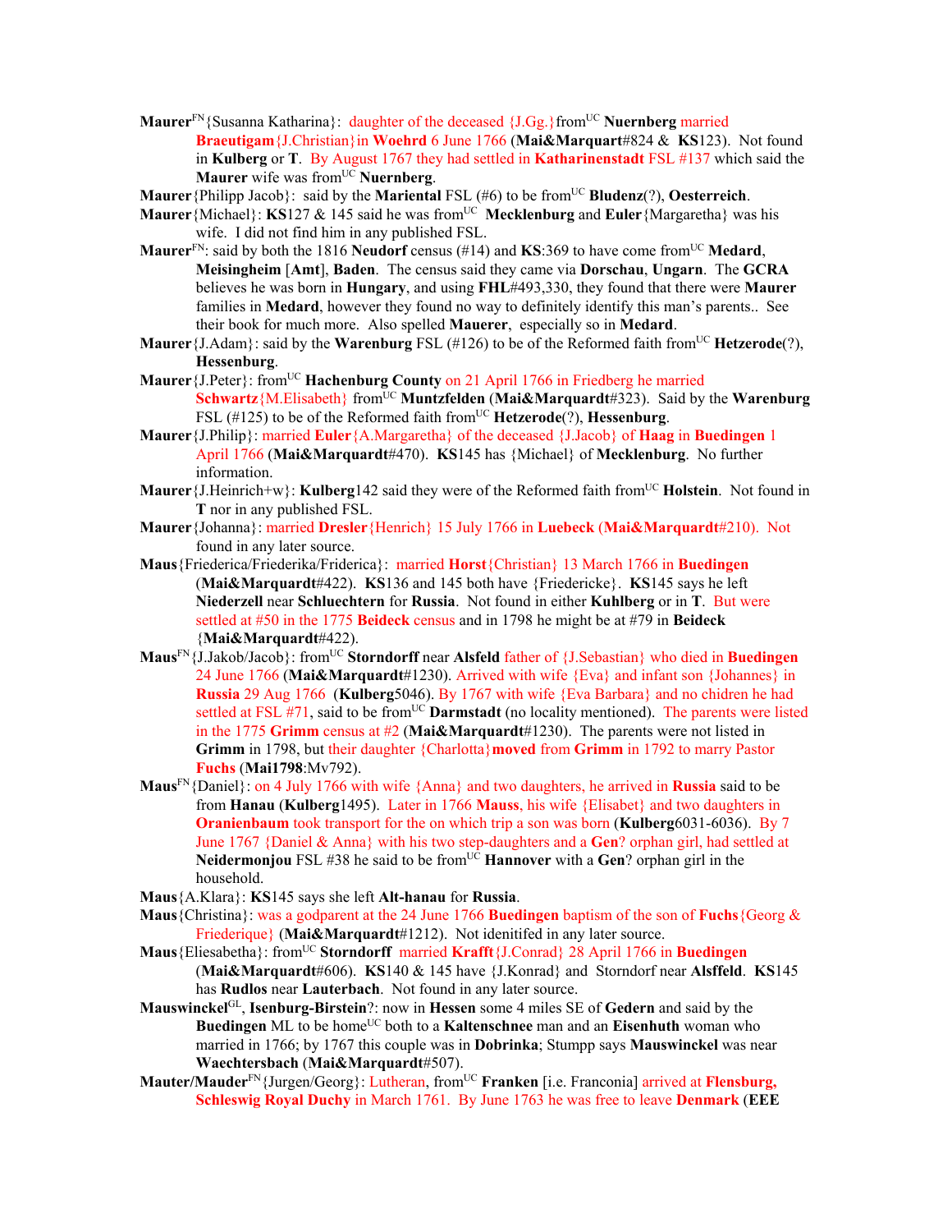**Maurer**[FN]{Susanna Katharina}: daughter of the deceased {J.Gg.}from[UC] **Nuernberg** married **Braeutigam**{J.Christian}in **Woehrd** 6 June 1766 (**Mai&Marquart**#824 & **KS**123). Not found in **Kulberg** or **T**. By August 1767 they had settled in **Katharinenstadt** FSL #137 which said the **Maurer** wife was from[UC] **Nuernberg**.

**Maurer**{Philipp Jacob}: said by the **Mariental** FSL (#6) to be from[UC] **Bludenz**(?), **Oesterreich**.

**Maurer**{Michael}: **KS**127 & 145 said he was from[UC] **Mecklenburg** and **Euler**{Margaretha} was his wife. I did not find him in any published FSL.

**Maurer**[FN]: said by both the 1816 **Neudorf** census (#14) and **KS**:369 to have come from[UC] **Medard**, **Meisingheim** [**Amt**], **Baden**. The census said they came via **Dorschau**, **Ungarn**. The **GCRA** believes he was born in **Hungary**, and using **FHL**#493,330, they found that there were **Maurer** families in **Medard**, however they found no way to definitely identify this man's parents.. See their book for much more. Also spelled **Mauerer**, especially so in **Medard**.

**Maurer**{J.Adam}: said by the **Warenburg** FSL (#126) to be of the Reformed faith from[UC] **Hetzerode**(?), **Hessenburg**.

**Maurer**{J.Peter}: from[UC] **Hachenburg County** on 21 April 1766 in Friedberg he married **Schwartz**{M.Elisabeth} from[UC] **Muntzfelden** (**Mai&Marquardt**#323). Said by the **Warenburg** FSL (#125) to be of the Reformed faith from[UC] **Hetzerode**(?), **Hessenburg**.

**Maurer**{J.Philip}: married **Euler**{A.Margaretha} of the deceased {J.Jacob} of **Haag** in **Buedingen** 1 April 1766 (**Mai&Marquardt**#470). **KS**145 has {Michael} of **Mecklenburg**. No further information.

**Maurer**{J.Heinrich+w}: **Kulberg**142 said they were of the Reformed faith from[UC] **Holstein**. Not found in **T** nor in any published FSL.

**Maurer**{Johanna}: married **Dresler**{Henrich} 15 July 1766 in **Luebeck** (**Mai&Marquardt**#210). Not found in any later source.

**Maus**{Friederica/Friederika/Friderica}: married **Horst**{Christian} 13 March 1766 in **Buedingen** (**Mai&Marquardt**#422). **KS**136 and 145 both have {Friedericke}. **KS**145 says he left **Niederzell** near **Schluechtern** for **Russia**. Not found in either **Kuhlberg** or in **T**. But were settled at #50 in the 1775 **Beideck** census and in 1798 he might be at #79 in **Beideck** {**Mai&Marquardt**#422).

**Maus**[FN]{J.Jakob/Jacob}: from[UC] **Storndorff** near **Alsfeld** father of {J.Sebastian} who died in **Buedingen** 24 June 1766 (**Mai&Marquardt**#1230). Arrived with wife {Eva} and infant son {Johannes} in **Russia** 29 Aug 1766 (**Kulberg**5046). By 1767 with wife {Eva Barbara} and no chidren he had settled at FSL #71, said to be from[UC] **Darmstadt** (no locality mentioned). The parents were listed in the 1775 **Grimm** census at #2 (**Mai&Marquardt**#1230). The parents were not listed in **Grimm** in 1798, but their daughter {Charlotta}**moved** from **Grimm** in 1792 to marry Pastor **Fuchs** (**Mai1798**:Mv792).

**Maus**[FN]{Daniel}: on 4 July 1766 with wife {Anna} and two daughters, he arrived in **Russia** said to be from **Hanau** (**Kulberg**1495). Later in 1766 **Mauss**, his wife {Elisabet} and two daughters in **Oranienbaum** took transport for the on which trip a son was born (**Kulberg**6031-6036). By 7 June 1767 {Daniel & Anna} with his two step-daughters and a **Gen**? orphan girl, had settled at **Neidermonjou** FSL #38 he said to be from[UC] **Hannover** with a **Gen**? orphan girl in the household.

**Maus**{A.Klara}: **KS**145 says she left **Alt-hanau** for **Russia**.

**Maus**{Christina}: was a godparent at the 24 June 1766 **Buedingen** baptism of the son of **Fuchs**{Georg & Friederique} (**Mai&Marquardt**#1212). Not idenitifed in any later source.

**Maus**{Eliesabetha}: from[UC] **Storndorff** married **Krafft**{J.Conrad} 28 April 1766 in **Buedingen** (**Mai&Marquardt**#606). **KS**140 & 145 have {J.Konrad} and Storndorf near **Alsffeld**. **KS**145 has **Rudlos** near **Lauterbach**. Not found in any later source.

**Mauswinckel**[GL], **Isenburg-Birstein**?: now in **Hessen** some 4 miles SE of **Gedern** and said by the **Buedingen** ML to be home[UC] both to a **Kaltenschnee** man and an **Eisenhuth** woman who married in 1766; by 1767 this couple was in **Dobrinka**; Stumpp says **Mauswinckel** was near **Waechtersbach** (**Mai&Marquardt**#507).

**Mauter/Mauder**[FN]{Jurgen/Georg}: Lutheran, from[UC] **Franken** [i.e. Franconia] arrived at **Flensburg, Schleswig Royal Duchy** in March 1761. By June 1763 he was free to leave **Denmark** (**EEE**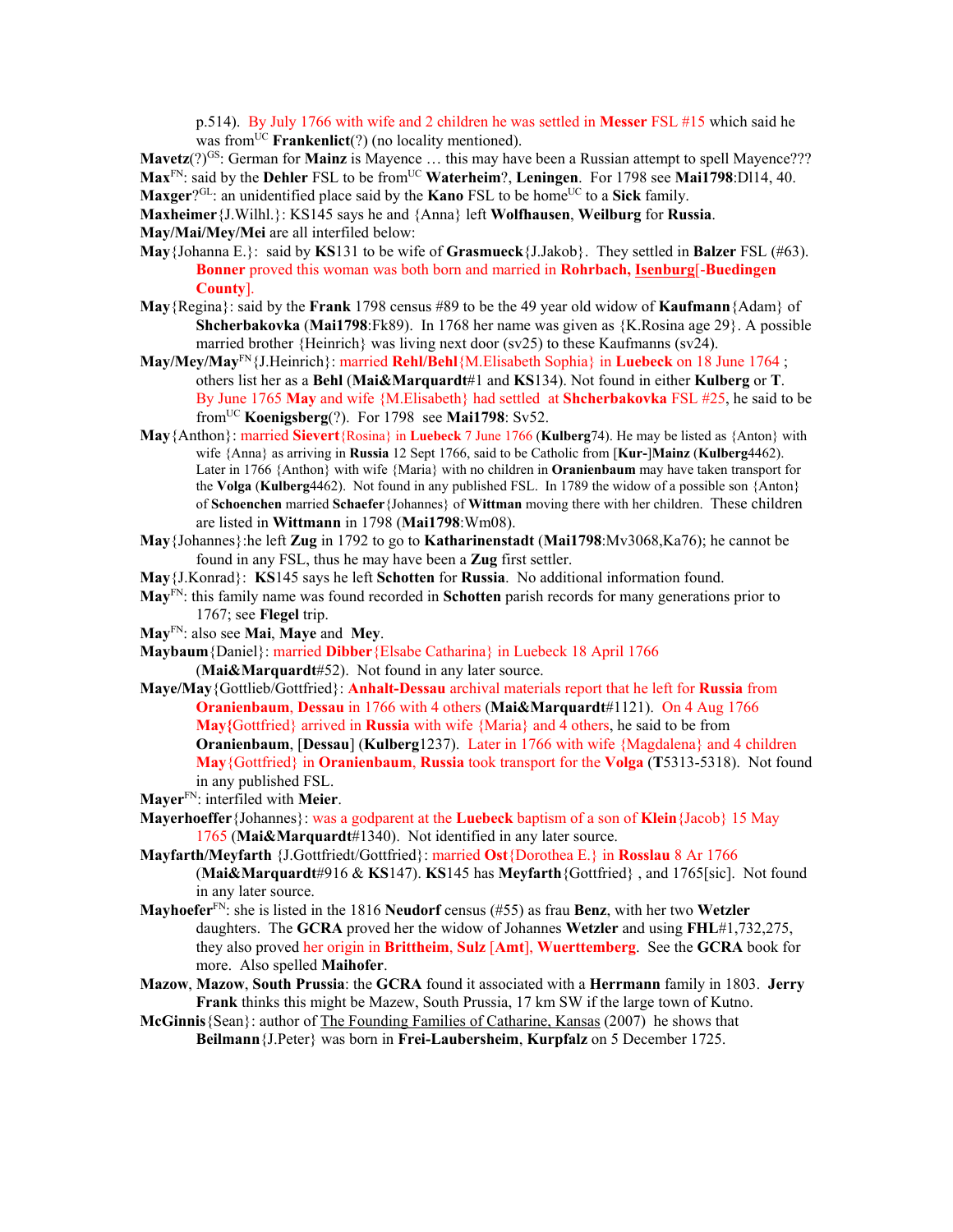p.514). By July 1766 with wife and 2 children he was settled in **Messer** FSL #15 which said he was from[UC] **Frankenlict**(?) (no locality mentioned).

**Mavetz**(?)[GS]: German for **Mainz** is Mayence … this may have been a Russian attempt to spell Mayence???

**Max**[FN]: said by the **Dehler** FSL to be from[UC] **Waterheim**?, **Leningen**. For 1798 see **Mai1798**:Dl14, 40.

**Maxger**?[GL]: an unidentified place said by the **Kano** FSL to be home[UC] to a **Sick** family.

**Maxheimer**{J.Wilhl.}: KS145 says he and {Anna} left **Wolfhausen**, **Weilburg** for **Russia**.

**May/Mai/Mey/Mei** are all interfiled below:

**May**{Johanna E.}: said by **KS**131 to be wife of **Grasmueck**{J.Jakob}. They settled in **Balzer** FSL (#63). **Bonner** proved this woman was both born and married in **Rohrbach, Isenburg**[-**Buedingen County**].

**May**{Regina}: said by the **Frank** 1798 census #89 to be the 49 year old widow of **Kaufmann**{Adam} of **Shcherbakovka** (**Mai1798**:Fk89). In 1768 her name was given as {K.Rosina age 29}. A possible married brother {Heinrich} was living next door (sv25) to these Kaufmanns (sv24).

**May/Mey/May**[FN]{J.Heinrich}: married **Rehl/Behl**{M.Elisabeth Sophia} in **Luebeck** on 18 June 1764 ; others list her as a **Behl** (**Mai&Marquardt**#1 and **KS**134). Not found in either **Kulberg** or **T**. By June 1765 **May** and wife {M.Elisabeth} had settled at **Shcherbakovka** FSL #25, he said to be from[UC] **Koenigsberg**(?). For 1798 see **Mai1798**: Sv52.

**May**{Anthon}: married **Sievert**{Rosina} in **Luebeck** 7 June 1766 (**Kulberg**74). He may be listed as {Anton} with wife {Anna} as arriving in **Russia** 12 Sept 1766, said to be Catholic from [**Kur-**]**Mainz** (**Kulberg**4462). Later in 1766 {Anthon} with wife {Maria} with no children in **Oranienbaum** may have taken transport for the **Volga** (**Kulberg**4462). Not found in any published FSL. In 1789 the widow of a possible son {Anton} of **Schoenchen** married **Schaefer**{Johannes} of **Wittman** moving there with her children. These children are listed in **Wittmann** in 1798 (**Mai1798**:Wm08).

**May**{Johannes}:he left **Zug** in 1792 to go to **Katharinenstadt** (**Mai1798**:Mv3068,Ka76); he cannot be found in any FSL, thus he may have been a **Zug** first settler.

**May**{J.Konrad}: **KS**145 says he left **Schotten** for **Russia**. No additional information found.

**May**[FN]: this family name was found recorded in **Schotten** parish records for many generations prior to 1767; see **Flegel** trip.

**May**[FN]: also see **Mai**, **Maye** and **Mey**.

**Maybaum**{Daniel}: married **Dibber**{Elsabe Catharina} in Luebeck 18 April 1766 (**Mai&Marquardt**#52). Not found in any later source.

**Maye/May**{Gottlieb/Gottfried}: **Anhalt-Dessau** archival materials report that he left for **Russia** from **Oranienbaum**, **Dessau** in 1766 with 4 others (**Mai&Marquardt**#1121). On 4 Aug 1766 **May**{Gottfried} arrived in **Russia** with wife {Maria} and 4 others, he said to be from **Oranienbaum**, [**Dessau**] (**Kulberg**1237). Later in 1766 with wife {Magdalena} and 4 children **May**{Gottfried} in **Oranienbaum**, **Russia** took transport for the **Volga** (**T**5313-5318). Not found in any published FSL.

**Mayer**[FN]: interfiled with **Meier**.

**Mayerhoeffer**{Johannes}: was a godparent at the **Luebeck** baptism of a son of **Klein**{Jacob} 15 May 1765 (**Mai&Marquardt**#1340). Not identified in any later source.

**Mayfarth/Meyfarth** {J.Gottfriedt/Gottfried}: married **Ost**{Dorothea E.} in **Rosslau** 8 Ar 1766 (**Mai&Marquardt**#916 & **KS**147). **KS**145 has **Meyfarth**{Gottfried} , and 1765[sic]. Not found in any later source.

**Mayhoefer**[FN]: she is listed in the 1816 **Neudorf** census (#55) as frau **Benz**, with her two **Wetzler** daughters. The **GCRA** proved her the widow of Johannes **Wetzler** and using **FHL**#1,732,275, they also proved her origin in **Brittheim**, **Sulz** [**Amt**], **Wuerttemberg**. See the **GCRA** book for more. Also spelled **Maihofer**.

**Mazow**, **Mazow**, **South Prussia**: the **GCRA** found it associated with a **Herrmann** family in 1803. **Jerry Frank** thinks this might be Mazew, South Prussia, 17 km SW if the large town of Kutno.

**McGinnis**{Sean}: author of The Founding Families of Catharine, Kansas (2007) he shows that **Beilmann**{J.Peter} was born in **Frei-Laubersheim**, **Kurpfalz** on 5 December 1725.